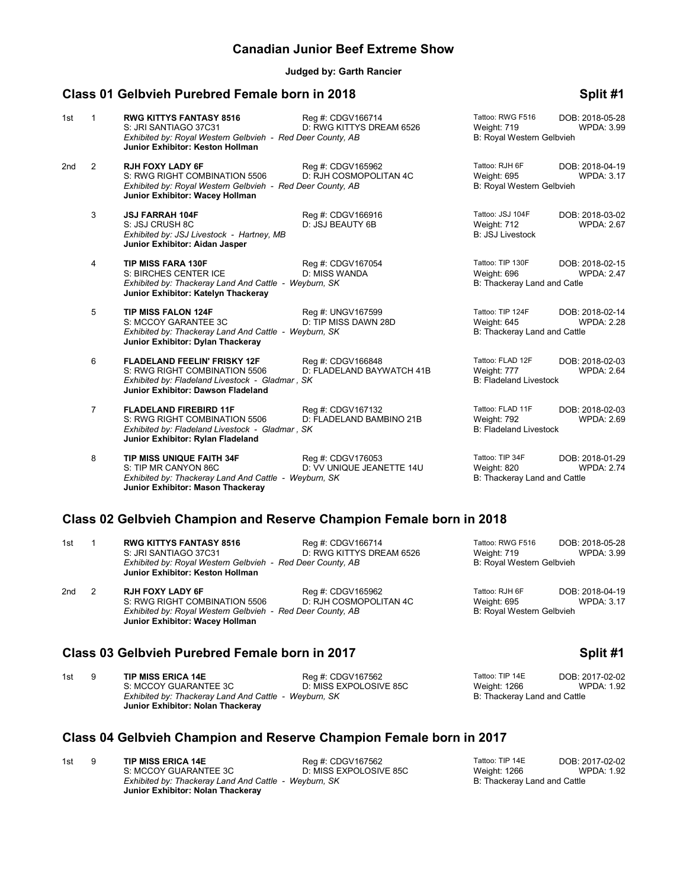# Canadian Junior Beef Extreme Show

**Judged by: Garth Rancier**

## Class 01 Gelbvieh Purebred Female born in 2018 — Split #1

1st 1 **RWG KITTYS FANTASY 8516** — Reg #: CDGV166714 — Tattoo: RWG F516 — DOB: 2018-05-28
S: JRI SANTIAGO 37C31 — D: RWG KITTYS DREAM 6526 — Weight: 719 — WPDA: 3.99
*Exhibited by: Royal Western Gelbvieh - Red Deer County, AB* — B: Royal Western Gelbvieh
**Junior Exhibitor: Keston Hollman**

2nd 2 **RJH FOXY LADY 6F** — Reg #: CDGV165962 — Tattoo: RJH 6F — DOB: 2018-04-19
S: RWG RIGHT COMBINATION 5506 — D: RJH COSMOPOLITAN 4C — Weight: 695 — WPDA: 3.17
*Exhibited by: Royal Western Gelbvieh - Red Deer County, AB* — B: Royal Western Gelbvieh
**Junior Exhibitor: Wacey Hollman**

3 **JSJ FARRAH 104F** — Reg #: CDGV166916 — Tattoo: JSJ 104F — DOB: 2018-03-02
S: JSJ CRUSH 8C — D: JSJ BEAUTY 6B — Weight: 712 — WPDA: 2.67
*Exhibited by: JSJ Livestock - Hartney, MB* — B: JSJ Livestock
**Junior Exhibitor: Aidan Jasper**

4 **TIP MISS FARA 130F** — Reg #: CDGV167054 — Tattoo: TIP 130F — DOB: 2018-02-15
S: BIRCHES CENTER ICE — D: MISS WANDA — Weight: 696 — WPDA: 2.47
*Exhibited by: Thackeray Land And Cattle - Weyburn, SK* — B: Thackeray Land and Catle
**Junior Exhibitor: Katelyn Thackeray**

5 **TIP MISS FALON 124F** — Reg #: UNGV167599 — Tattoo: TIP 124F — DOB: 2018-02-14
S: MCCOY GARANTEE 3C — D: TIP MISS DAWN 28D — Weight: 645 — WPDA: 2.28
*Exhibited by: Thackeray Land And Cattle - Weyburn, SK* — B: Thackeray Land and Cattle
**Junior Exhibitor: Dylan Thackeray**

6 **FLADELAND FEELIN' FRISKY 12F** — Reg #: CDGV166848 — Tattoo: FLAD 12F — DOB: 2018-02-03
S: RWG RIGHT COMBINATION 5506 — D: FLADELAND BAYWATCH 41B — Weight: 777 — WPDA: 2.64
*Exhibited by: Fladeland Livestock - Gladmar , SK* — B: Fladeland Livestock
**Junior Exhibitor: Dawson Fladeland**

7 **FLADELAND FIREBIRD 11F** — Reg #: CDGV167132 — Tattoo: FLAD 11F — DOB: 2018-02-03
S: RWG RIGHT COMBINATION 5506 — D: FLADELAND BAMBINO 21B — Weight: 792 — WPDA: 2.69
*Exhibited by: Fladeland Livestock - Gladmar , SK* — B: Fladeland Livestock
**Junior Exhibitor: Rylan Fladeland**

8 **TIP MISS UNIQUE FAITH 34F** — Reg #: CDGV176053 — Tattoo: TIP 34F — DOB: 2018-01-29
S: TIP MR CANYON 86C — D: VV UNIQUE JEANETTE 14U — Weight: 820 — WPDA: 2.74
*Exhibited by: Thackeray Land And Cattle - Weyburn, SK* — B: Thackeray Land and Cattle
**Junior Exhibitor: Mason Thackeray**

## Class 02 Gelbvieh Champion and Reserve Champion Female born in 2018

1st 1 **RWG KITTYS FANTASY 8516** — Reg #: CDGV166714 — Tattoo: RWG F516 — DOB: 2018-05-28
S: JRI SANTIAGO 37C31 — D: RWG KITTYS DREAM 6526 — Weight: 719 — WPDA: 3.99
*Exhibited by: Royal Western Gelbvieh - Red Deer County, AB* — B: Royal Western Gelbvieh
**Junior Exhibitor: Keston Hollman**

2nd 2 **RJH FOXY LADY 6F** — Reg #: CDGV165962 — Tattoo: RJH 6F — DOB: 2018-04-19
S: RWG RIGHT COMBINATION 5506 — D: RJH COSMOPOLITAN 4C — Weight: 695 — WPDA: 3.17
*Exhibited by: Royal Western Gelbvieh - Red Deer County, AB* — B: Royal Western Gelbvieh
**Junior Exhibitor: Wacey Hollman**

## Class 03 Gelbvieh Purebred Female born in 2017 — Split #1

1st 9 **TIP MISS ERICA 14E** — Reg #: CDGV167562 — Tattoo: TIP 14E — DOB: 2017-02-02
S: MCCOY GUARANTEE 3C — D: MISS EXPOLOSIVE 85C — Weight: 1266 — WPDA: 1.92
*Exhibited by: Thackeray Land And Cattle - Weyburn, SK* — B: Thackeray Land and Cattle
**Junior Exhibitor: Nolan Thackeray**

## Class 04 Gelbvieh Champion and Reserve Champion Female born in 2017

1st 9 **TIP MISS ERICA 14E** — Reg #: CDGV167562 — Tattoo: TIP 14E — DOB: 2017-02-02
S: MCCOY GUARANTEE 3C — D: MISS EXPOLOSIVE 85C — Weight: 1266 — WPDA: 1.92
*Exhibited by: Thackeray Land And Cattle - Weyburn, SK* — B: Thackeray Land and Cattle
**Junior Exhibitor: Nolan Thackeray**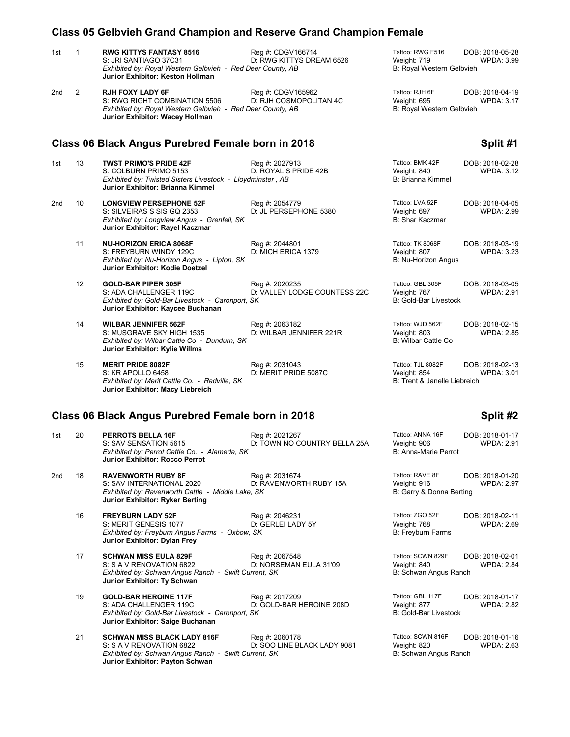## Class 05 Gelbvieh Grand Champion and Reserve Grand Champion Female

1st 1 **RWG KITTYS FANTASY 8516** Reg #: CDGV166714 Tattoo: RWG F516 DOB: 2018-05-28
S: JRI SANTIAGO 37C31 D: RWG KITTYS DREAM 6526 Weight: 719 WPDA: 3.99
*Exhibited by: Royal Western Gelbvieh - Red Deer County, AB* B: Royal Western Gelbvieh
**Junior Exhibitor: Keston Hollman**

2nd 2 **RJH FOXY LADY 6F** Reg #: CDGV165962 Tattoo: RJH 6F DOB: 2018-04-19
S: RWG RIGHT COMBINATION 5506 D: RJH COSMOPOLITAN 4C Weight: 695 WPDA: 3.17
*Exhibited by: Royal Western Gelbvieh - Red Deer County, AB* B: Royal Western Gelbvieh
**Junior Exhibitor: Wacey Hollman**

## Class 06 Black Angus Purebred Female born in 2018 — Split #1

1st 13 **TWST PRIMO'S PRIDE 42F** Reg #: 2027913 Tattoo: BMK 42F DOB: 2018-02-28
S: COLBURN PRIMO 5153 D: ROYAL S PRIDE 42B Weight: 840 WPDA: 3.12
*Exhibited by: Twisted Sisters Livestock - Lloydminster , AB* B: Brianna Kimmel
**Junior Exhibitor: Brianna Kimmel**

2nd 10 **LONGVIEW PERSEPHONE 52F** Reg #: 2054779 Tattoo: LVA 52F DOB: 2018-04-05
S: SILVEIRAS S SIS GQ 2353 D: JL PERSEPHONE 5380 Weight: 697 WPDA: 2.99
*Exhibited by: Longview Angus - Grenfell, SK* B: Shar Kaczmar
**Junior Exhibitor: Rayel Kaczmar**

11 **NU-HORIZON ERICA 8068F** Reg #: 2044801 Tattoo: TK 8068F DOB: 2018-03-19
S: FREYBURN WINDY 129C D: MICH ERICA 1379 Weight: 807 WPDA: 3.23
*Exhibited by: Nu-Horizon Angus - Lipton, SK* B: Nu-Horizon Angus
**Junior Exhibitor: Kodie Doetzel**

12 **GOLD-BAR PIPER 305F** Reg #: 2020235 Tattoo: GBL 305F DOB: 2018-03-05
S: ADA CHALLENGER 119C D: VALLEY LODGE COUNTESS 22C Weight: 767 WPDA: 2.91
*Exhibited by: Gold-Bar Livestock - Caronport, SK* B: Gold-Bar Livestock
**Junior Exhibitor: Kaycee Buchanan**

14 **WILBAR JENNIFER 562F** Reg #: 2063182 Tattoo: WJD 562F DOB: 2018-02-15
S: MUSGRAVE SKY HIGH 1535 D: WILBAR JENNIFER 221R Weight: 803 WPDA: 2.85
*Exhibited by: Wilbar Cattle Co - Dundurn, SK* B: Wilbar Cattle Co
**Junior Exhibitor: Kylie Willms**

15 **MERIT PRIDE 8082F** Reg #: 2031043 Tattoo: TJL 8082F DOB: 2018-02-13
S: KR APOLLO 6458 D: MERIT PRIDE 5087C Weight: 854 WPDA: 3.01
*Exhibited by: Merit Cattle Co. - Radville, SK* B: Trent & Janelle Liebreich
**Junior Exhibitor: Macy Liebreich**

## Class 06 Black Angus Purebred Female born in 2018 — Split #2

1st 20 **PERROTS BELLA 16F** Reg #: 2021267 Tattoo: ANNA 16F DOB: 2018-01-17
S: SAV SENSATION 5615 D: TOWN NO COUNTRY BELLA 25A Weight: 906 WPDA: 2.91
*Exhibited by: Perrot Cattle Co. - Alameda, SK* B: Anna-Marie Perrot
**Junior Exhibitor: Rocco Perrot**

2nd 18 **RAVENWORTH RUBY 8F** Reg #: 2031674 Tattoo: RAVE 8F DOB: 2018-01-20
S: SAV INTERNATIONAL 2020 D: RAVENWORTH RUBY 15A Weight: 916 WPDA: 2.97
*Exhibited by: Ravenworth Cattle - Middle Lake, SK* B: Garry & Donna Berting
**Junior Exhibitor: Ryker Berting**

16 **FREYBURN LADY 52F** Reg #: 2046231 Tattoo: ZGO 52F DOB: 2018-02-11
S: MERIT GENESIS 1077 D: GERLEI LADY 5Y Weight: 768 WPDA: 2.69
*Exhibited by: Freyburn Angus Farms - Oxbow, SK* B: Freyburn Farms
**Junior Exhibitor: Dylan Frey**

17 **SCHWAN MISS EULA 829F** Reg #: 2067548 Tattoo: SCWN 829F DOB: 2018-02-01
S: S A V RENOVATION 6822 D: NORSEMAN EULA 31'09 Weight: 840 WPDA: 2.84
*Exhibited by: Schwan Angus Ranch - Swift Current, SK* B: Schwan Angus Ranch
**Junior Exhibitor: Ty Schwan**

19 **GOLD-BAR HEROINE 117F** Reg #: 2017209 Tattoo: GBL 117F DOB: 2018-01-17
S: ADA CHALLENGER 119C D: GOLD-BAR HEROINE 208D Weight: 877 WPDA: 2.82
*Exhibited by: Gold-Bar Livestock - Caronport, SK* B: Gold-Bar Livestock
**Junior Exhibitor: Saige Buchanan**

21 **SCHWAN MISS BLACK LADY 816F** Reg #: 2060178 Tattoo: SCWN 816F DOB: 2018-01-16
S: S A V RENOVATION 6822 D: SOO LINE BLACK LADY 9081 Weight: 820 WPDA: 2.63
*Exhibited by: Schwan Angus Ranch - Swift Current, SK* B: Schwan Angus Ranch
**Junior Exhibitor: Payton Schwan**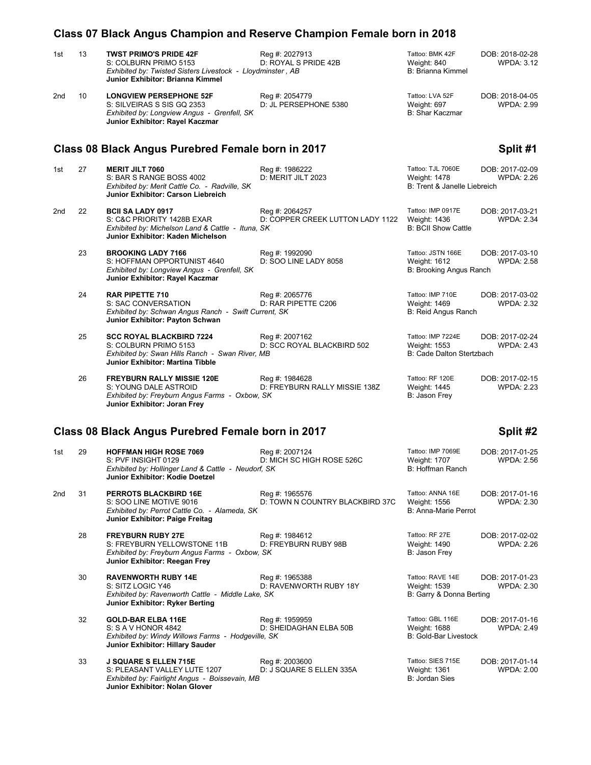## Class 07 Black Angus Champion and Reserve Champion Female born in 2018

| Place | No. | Animal | Reg / Dam | Tattoo / Weight / Breeder | DOB / WPDA |
|---|---|---|---|---|---|
| 1st | 13 | **TWST PRIMO'S PRIDE 42F**<br>S: COLBURN PRIMO 5153<br>*Exhibited by: Twisted Sisters Livestock - Lloydminster , AB*<br>**Junior Exhibitor: Brianna Kimmel** | Reg #: 2027913<br>D: ROYAL S PRIDE 42B | Tattoo: BMK 42F<br>Weight: 840<br>B: Brianna Kimmel | DOB: 2018-02-28<br>WPDA: 3.12 |
| 2nd | 10 | **LONGVIEW PERSEPHONE 52F**<br>S: SILVEIRAS S SIS GQ 2353<br>*Exhibited by: Longview Angus - Grenfell, SK*<br>**Junior Exhibitor: Rayel Kaczmar** | Reg #: 2054779<br>D: JL PERSEPHONE 5380 | Tattoo: LVA 52F<br>Weight: 697<br>B: Shar Kaczmar | DOB: 2018-04-05<br>WPDA: 2.99 |

## Class 08 Black Angus Purebred Female born in 2017 — Split #1

| Place | No. | Animal | Reg / Dam | Tattoo / Weight / Breeder | DOB / WPDA |
|---|---|---|---|---|---|
| 1st | 27 | **MERIT JILT 7060**<br>S: BAR S RANGE BOSS 4002<br>*Exhibited by: Merit Cattle Co. - Radville, SK*<br>**Junior Exhibitor: Carson Liebreich** | Reg #: 1986222<br>D: MERIT JILT 2023 | Tattoo: TJL 7060E<br>Weight: 1478<br>B: Trent & Janelle Liebreich | DOB: 2017-02-09<br>WPDA: 2.26 |
| 2nd | 22 | **BCII SA LADY 0917**<br>S: C&C PRIORITY 1428B EXAR<br>*Exhibited by: Michelson Land & Cattle - Ituna, SK*<br>**Junior Exhibitor: Kaden Michelson** | Reg #: 2064257<br>D: COPPER CREEK LUTTON LADY 1122 | Tattoo: IMP 0917E<br>Weight: 1436<br>B: BCII Show Cattle | DOB: 2017-03-21<br>WPDA: 2.34 |
| | 23 | **BROOKING LADY 7166**<br>S: HOFFMAN OPPORTUNIST 4640<br>*Exhibited by: Longview Angus - Grenfell, SK*<br>**Junior Exhibitor: Rayel Kaczmar** | Reg #: 1992090<br>D: SOO LINE LADY 8058 | Tattoo: JSTN 166E<br>Weight: 1612<br>B: Brooking Angus Ranch | DOB: 2017-03-10<br>WPDA: 2.58 |
| | 24 | **RAR PIPETTE 710**<br>S: SAC CONVERSATION<br>*Exhibited by: Schwan Angus Ranch - Swift Current, SK*<br>**Junior Exhibitor: Payton Schwan** | Reg #: 2065776<br>D: RAR PIPETTE C206 | Tattoo: IMP 710E<br>Weight: 1469<br>B: Reid Angus Ranch | DOB: 2017-03-02<br>WPDA: 2.32 |
| | 25 | **SCC ROYAL BLACKBIRD 7224**<br>S: COLBURN PRIMO 5153<br>*Exhibited by: Swan Hills Ranch - Swan River, MB*<br>**Junior Exhibitor: Martina Tibble** | Reg #: 2007162<br>D: SCC ROYAL BLACKBIRD 502 | Tattoo: IMP 7224E<br>Weight: 1553<br>B: Cade Dalton Stertzbach | DOB: 2017-02-24<br>WPDA: 2.43 |
| | 26 | **FREYBURN RALLY MISSIE 120E**<br>S: YOUNG DALE ASTROID<br>*Exhibited by: Freyburn Angus Farms - Oxbow, SK*<br>**Junior Exhibitor: Joran Frey** | Reg #: 1984628<br>D: FREYBURN RALLY MISSIE 138Z | Tattoo: RF 120E<br>Weight: 1445<br>B: Jason Frey | DOB: 2017-02-15<br>WPDA: 2.23 |

## Class 08 Black Angus Purebred Female born in 2017 — Split #2

| Place | No. | Animal | Reg / Dam | Tattoo / Weight / Breeder | DOB / WPDA |
|---|---|---|---|---|---|
| 1st | 29 | **HOFFMAN HIGH ROSE 7069**<br>S: PVF INSIGHT 0129<br>*Exhibited by: Hollinger Land & Cattle - Neudorf, SK*<br>**Junior Exhibitor: Kodie Doetzel** | Reg #: 2007124<br>D: MICH SC HIGH ROSE 526C | Tattoo: IMP 7069E<br>Weight: 1707<br>B: Hoffman Ranch | DOB: 2017-01-25<br>WPDA: 2.56 |
| 2nd | 31 | **PERROTS BLACKBIRD 16E**<br>S: SOO LINE MOTIVE 9016<br>*Exhibited by: Perrot Cattle Co. - Alameda, SK*<br>**Junior Exhibitor: Paige Freitag** | Reg #: 1965576<br>D: TOWN N COUNTRY BLACKBIRD 37C | Tattoo: ANNA 16E<br>Weight: 1556<br>B: Anna-Marie Perrot | DOB: 2017-01-16<br>WPDA: 2.30 |
| | 28 | **FREYBURN RUBY 27E**<br>S: FREYBURN YELLOWSTONE 11B<br>*Exhibited by: Freyburn Angus Farms - Oxbow, SK*<br>**Junior Exhibitor: Reegan Frey** | Reg #: 1984612<br>D: FREYBURN RUBY 98B | Tattoo: RF 27E<br>Weight: 1490<br>B: Jason Frey | DOB: 2017-02-02<br>WPDA: 2.26 |
| | 30 | **RAVENWORTH RUBY 14E**<br>S: SITZ LOGIC Y46<br>*Exhibited by: Ravenworth Cattle - Middle Lake, SK*<br>**Junior Exhibitor: Ryker Berting** | Reg #: 1965388<br>D: RAVENWORTH RUBY 18Y | Tattoo: RAVE 14E<br>Weight: 1539<br>B: Garry & Donna Berting | DOB: 2017-01-23<br>WPDA: 2.30 |
| | 32 | **GOLD-BAR ELBA 116E**<br>S: S A V HONOR 4842<br>*Exhibited by: Windy Willows Farms - Hodgeville, SK*<br>**Junior Exhibitor: Hillary Sauder** | Reg #: 1959959<br>D: SHEIDAGHAN ELBA 50B | Tattoo: GBL 116E<br>Weight: 1688<br>B: Gold-Bar Livestock | DOB: 2017-01-16<br>WPDA: 2.49 |
| | 33 | **J SQUARE S ELLEN 715E**<br>S: PLEASANT VALLEY LUTE 1207<br>*Exhibited by: Fairlight Angus - Boissevain, MB*<br>**Junior Exhibitor: Nolan Glover** | Reg #: 2003600<br>D: J SQUARE S ELLEN 335A | Tattoo: SIES 715E<br>Weight: 1361<br>B: Jordan Sies | DOB: 2017-01-14<br>WPDA: 2.00 |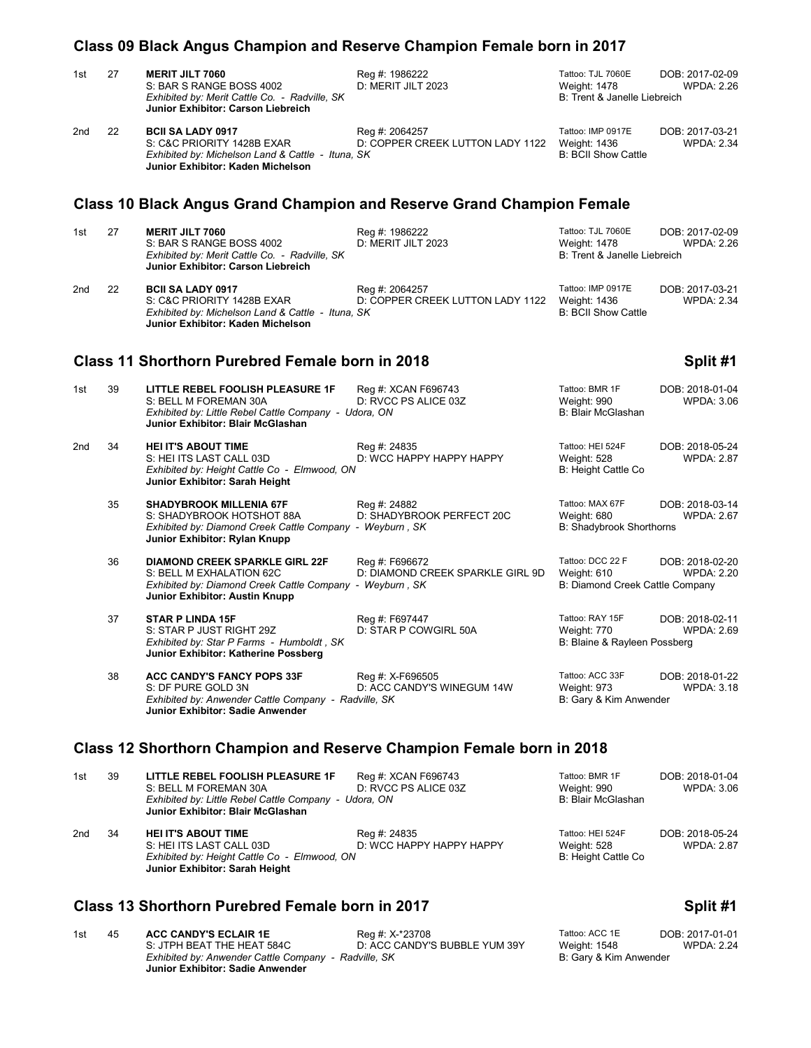## Class 09 Black Angus Champion and Reserve Champion Female born in 2017

1st 27 **MERIT JILT 7060** Reg #: 1986222 Tattoo: TJL 7060E DOB: 2017-02-09
S: BAR S RANGE BOSS 4002 D: MERIT JILT 2023 Weight: 1478 WPDA: 2.26
*Exhibited by: Merit Cattle Co. - Radville, SK* B: Trent & Janelle Liebreich
**Junior Exhibitor: Carson Liebreich**

2nd 22 **BCII SA LADY 0917** Reg #: 2064257 Tattoo: IMP 0917E DOB: 2017-03-21
S: C&C PRIORITY 1428B EXAR D: COPPER CREEK LUTTON LADY 1122 Weight: 1436 WPDA: 2.34
*Exhibited by: Michelson Land & Cattle - Ituna, SK* B: BCII Show Cattle
**Junior Exhibitor: Kaden Michelson**

## Class 10 Black Angus Grand Champion and Reserve Grand Champion Female

1st 27 **MERIT JILT 7060** Reg #: 1986222 Tattoo: TJL 7060E DOB: 2017-02-09
S: BAR S RANGE BOSS 4002 D: MERIT JILT 2023 Weight: 1478 WPDA: 2.26
*Exhibited by: Merit Cattle Co. - Radville, SK* B: Trent & Janelle Liebreich
**Junior Exhibitor: Carson Liebreich**

2nd 22 **BCII SA LADY 0917** Reg #: 2064257 Tattoo: IMP 0917E DOB: 2017-03-21
S: C&C PRIORITY 1428B EXAR D: COPPER CREEK LUTTON LADY 1122 Weight: 1436 WPDA: 2.34
*Exhibited by: Michelson Land & Cattle - Ituna, SK* B: BCII Show Cattle
**Junior Exhibitor: Kaden Michelson**

## Class 11 Shorthorn Purebred Female born in 2018 — Split #1

1st 39 **LITTLE REBEL FOOLISH PLEASURE 1F** Reg #: XCAN F696743 Tattoo: BMR 1F DOB: 2018-01-04
S: BELL M FOREMAN 30A D: RVCC PS ALICE 03Z Weight: 990 WPDA: 3.06
*Exhibited by: Little Rebel Cattle Company - Udora, ON* B: Blair McGlashan
**Junior Exhibitor: Blair McGlashan**

2nd 34 **HEI IT'S ABOUT TIME** Reg #: 24835 Tattoo: HEI 524F DOB: 2018-05-24
S: HEI ITS LAST CALL 03D D: WCC HAPPY HAPPY HAPPY Weight: 528 WPDA: 2.87
*Exhibited by: Height Cattle Co - Elmwood, ON* B: Height Cattle Co
**Junior Exhibitor: Sarah Height**

35 **SHADYBROOK MILLENIA 67F** Reg #: 24882 Tattoo: MAX 67F DOB: 2018-03-14
S: SHADYBROOK HOTSHOT 88A D: SHADYBROOK PERFECT 20C Weight: 680 WPDA: 2.67
*Exhibited by: Diamond Creek Cattle Company - Weyburn , SK* B: Shadybrook Shorthorns
**Junior Exhibitor: Rylan Knupp**

36 **DIAMOND CREEK SPARKLE GIRL 22F** Reg #: F696672 Tattoo: DCC 22 F DOB: 2018-02-20
S: BELL M EXHALATION 62C D: DIAMOND CREEK SPARKLE GIRL 9D Weight: 610 WPDA: 2.20
*Exhibited by: Diamond Creek Cattle Company - Weyburn , SK* B: Diamond Creek Cattle Company
**Junior Exhibitor: Austin Knupp**

37 **STAR P LINDA 15F** Reg #: F697447 Tattoo: RAY 15F DOB: 2018-02-11
S: STAR P JUST RIGHT 29Z D: STAR P COWGIRL 50A Weight: 770 WPDA: 2.69
*Exhibited by: Star P Farms - Humboldt , SK* B: Blaine & Rayleen Possberg
**Junior Exhibitor: Katherine Possberg**

38 **ACC CANDY'S FANCY POPS 33F** Reg #: X-F696505 Tattoo: ACC 33F DOB: 2018-01-22
S: DF PURE GOLD 3N D: ACC CANDY'S WINEGUM 14W Weight: 973 WPDA: 3.18
*Exhibited by: Anwender Cattle Company - Radville, SK* B: Gary & Kim Anwender
**Junior Exhibitor: Sadie Anwender**

## Class 12 Shorthorn Champion and Reserve Champion Female born in 2018

1st 39 **LITTLE REBEL FOOLISH PLEASURE 1F** Reg #: XCAN F696743 Tattoo: BMR 1F DOB: 2018-01-04
S: BELL M FOREMAN 30A D: RVCC PS ALICE 03Z Weight: 990 WPDA: 3.06
*Exhibited by: Little Rebel Cattle Company - Udora, ON* B: Blair McGlashan
**Junior Exhibitor: Blair McGlashan**

2nd 34 **HEI IT'S ABOUT TIME** Reg #: 24835 Tattoo: HEI 524F DOB: 2018-05-24
S: HEI ITS LAST CALL 03D D: WCC HAPPY HAPPY HAPPY Weight: 528 WPDA: 2.87
*Exhibited by: Height Cattle Co - Elmwood, ON* B: Height Cattle Co
**Junior Exhibitor: Sarah Height**

## Class 13 Shorthorn Purebred Female born in 2017 — Split #1

1st 45 **ACC CANDY'S ECLAIR 1E** Reg #: X-*23708 Tattoo: ACC 1E DOB: 2017-01-01
S: JTPH BEAT THE HEAT 584C D: ACC CANDY'S BUBBLE YUM 39Y Weight: 1548 WPDA: 2.24
*Exhibited by: Anwender Cattle Company - Radville, SK* B: Gary & Kim Anwender
**Junior Exhibitor: Sadie Anwender**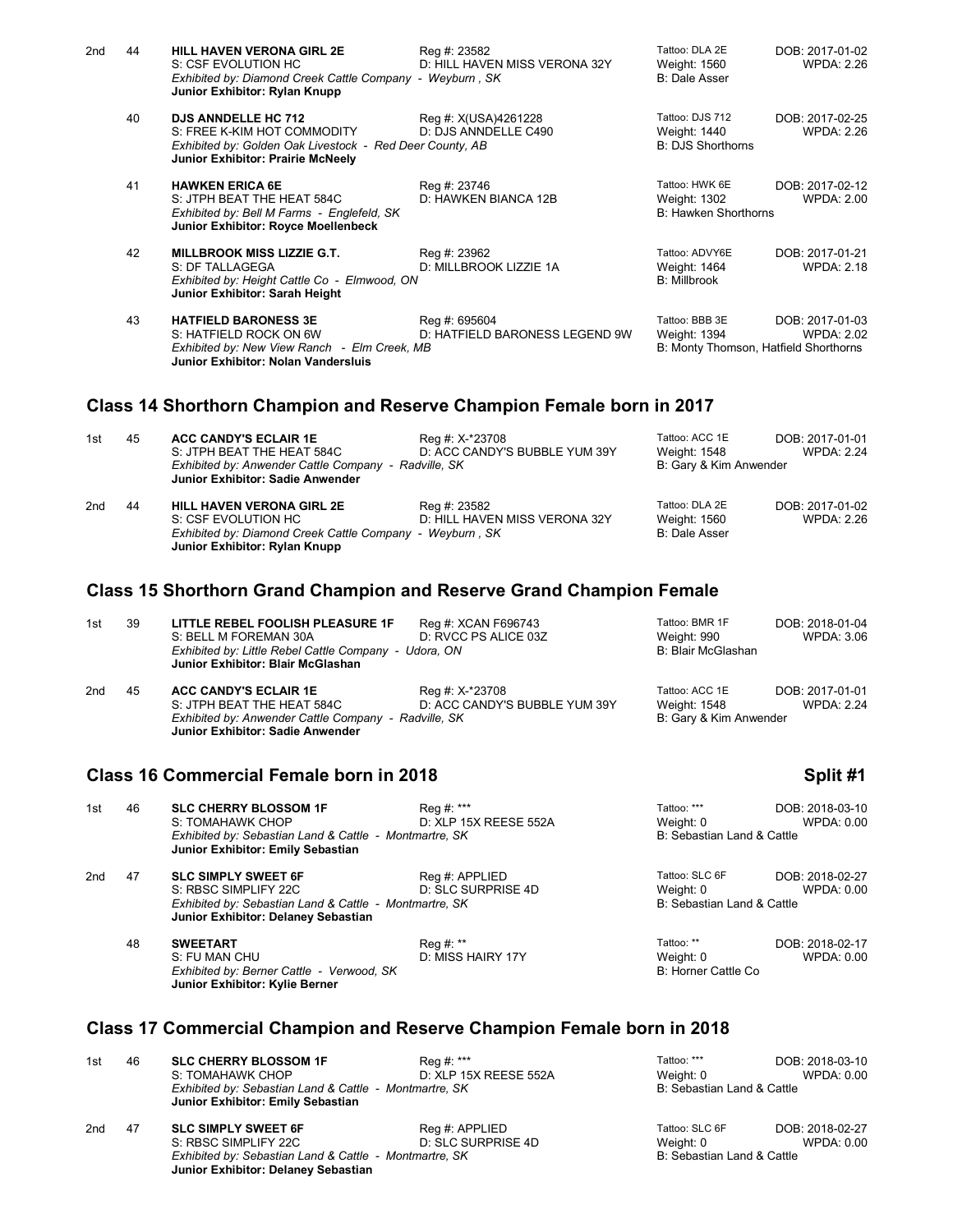| Place | # | Animal | Reg / Dam | Tattoo / Weight / Breeder | DOB / WPDA |
|---|---|---|---|---|---|
| 2nd | 44 | **HILL HAVEN VERONA GIRL 2E**<br>S: CSF EVOLUTION HC<br>*Exhibited by: Diamond Creek Cattle Company - Weyburn , SK*<br>**Junior Exhibitor: Rylan Knupp** | Reg #: 23582<br>D: HILL HAVEN MISS VERONA 32Y | Tattoo: DLA 2E<br>Weight: 1560<br>B: Dale Asser | DOB: 2017-01-02<br>WPDA: 2.26 |
| | 40 | **DJS ANNDELLE HC 712**<br>S: FREE K-KIM HOT COMMODITY<br>*Exhibited by: Golden Oak Livestock - Red Deer County, AB*<br>**Junior Exhibitor: Prairie McNeely** | Reg #: X(USA)4261228<br>D: DJS ANNDELLE C490 | Tattoo: DJS 712<br>Weight: 1440<br>B: DJS Shorthorns | DOB: 2017-02-25<br>WPDA: 2.26 |
| | 41 | **HAWKEN ERICA 6E**<br>S: JTPH BEAT THE HEAT 584C<br>*Exhibited by: Bell M Farms - Englefeld, SK*<br>**Junior Exhibitor: Royce Moellenbeck** | Reg #: 23746<br>D: HAWKEN BIANCA 12B | Tattoo: HWK 6E<br>Weight: 1302<br>B: Hawken Shorthorns | DOB: 2017-02-12<br>WPDA: 2.00 |
| | 42 | **MILLBROOK MISS LIZZIE G.T.**<br>S: DF TALLAGEGA<br>*Exhibited by: Height Cattle Co - Elmwood, ON*<br>**Junior Exhibitor: Sarah Height** | Reg #: 23962<br>D: MILLBROOK LIZZIE 1A | Tattoo: ADVY6E<br>Weight: 1464<br>B: Millbrook | DOB: 2017-01-21<br>WPDA: 2.18 |
| | 43 | **HATFIELD BARONESS 3E**<br>S: HATFIELD ROCK ON 6W<br>*Exhibited by: New View Ranch - Elm Creek, MB*<br>**Junior Exhibitor: Nolan Vandersluis** | Reg #: 695604<br>D: HATFIELD BARONESS LEGEND 9W | Tattoo: BBB 3E<br>Weight: 1394<br>B: Monty Thomson, Hatfield Shorthorns | DOB: 2017-01-03<br>WPDA: 2.02 |

## Class 14 Shorthorn Champion and Reserve Champion Female born in 2017

| Place | # | Animal | Reg / Dam | Tattoo / Weight / Breeder | DOB / WPDA |
|---|---|---|---|---|---|
| 1st | 45 | **ACC CANDY'S ECLAIR 1E**<br>S: JTPH BEAT THE HEAT 584C<br>*Exhibited by: Anwender Cattle Company - Radville, SK*<br>**Junior Exhibitor: Sadie Anwender** | Reg #: X-*23708<br>D: ACC CANDY'S BUBBLE YUM 39Y | Tattoo: ACC 1E<br>Weight: 1548<br>B: Gary & Kim Anwender | DOB: 2017-01-01<br>WPDA: 2.24 |
| 2nd | 44 | **HILL HAVEN VERONA GIRL 2E**<br>S: CSF EVOLUTION HC<br>*Exhibited by: Diamond Creek Cattle Company - Weyburn , SK*<br>**Junior Exhibitor: Rylan Knupp** | Reg #: 23582<br>D: HILL HAVEN MISS VERONA 32Y | Tattoo: DLA 2E<br>Weight: 1560<br>B: Dale Asser | DOB: 2017-01-02<br>WPDA: 2.26 |

## Class 15 Shorthorn Grand Champion and Reserve Grand Champion Female

| Place | # | Animal | Reg / Dam | Tattoo / Weight / Breeder | DOB / WPDA |
|---|---|---|---|---|---|
| 1st | 39 | **LITTLE REBEL FOOLISH PLEASURE 1F**<br>S: BELL M FOREMAN 30A<br>*Exhibited by: Little Rebel Cattle Company - Udora, ON*<br>**Junior Exhibitor: Blair McGlashan** | Reg #: XCAN F696743<br>D: RVCC PS ALICE 03Z | Tattoo: BMR 1F<br>Weight: 990<br>B: Blair McGlashan | DOB: 2018-01-04<br>WPDA: 3.06 |
| 2nd | 45 | **ACC CANDY'S ECLAIR 1E**<br>S: JTPH BEAT THE HEAT 584C<br>*Exhibited by: Anwender Cattle Company - Radville, SK*<br>**Junior Exhibitor: Sadie Anwender** | Reg #: X-*23708<br>D: ACC CANDY'S BUBBLE YUM 39Y | Tattoo: ACC 1E<br>Weight: 1548<br>B: Gary & Kim Anwender | DOB: 2017-01-01<br>WPDA: 2.24 |

## Class 16 Commercial Female born in 2018 — Split #1

| Place | # | Animal | Reg / Dam | Tattoo / Weight / Breeder | DOB / WPDA |
|---|---|---|---|---|---|
| 1st | 46 | **SLC CHERRY BLOSSOM 1F**<br>S: TOMAHAWK CHOP<br>*Exhibited by: Sebastian Land & Cattle - Montmartre, SK*<br>**Junior Exhibitor: Emily Sebastian** | Reg #: ***<br>D: XLP 15X REESE 552A | Tattoo: ***<br>Weight: 0<br>B: Sebastian Land & Cattle | DOB: 2018-03-10<br>WPDA: 0.00 |
| 2nd | 47 | **SLC SIMPLY SWEET 6F**<br>S: RBSC SIMPLIFY 22C<br>*Exhibited by: Sebastian Land & Cattle - Montmartre, SK*<br>**Junior Exhibitor: Delaney Sebastian** | Reg #: APPLIED<br>D: SLC SURPRISE 4D | Tattoo: SLC 6F<br>Weight: 0<br>B: Sebastian Land & Cattle | DOB: 2018-02-27<br>WPDA: 0.00 |
| | 48 | **SWEETART**<br>S: FU MAN CHU<br>*Exhibited by: Berner Cattle - Verwood, SK*<br>**Junior Exhibitor: Kylie Berner** | Reg #: **<br>D: MISS HAIRY 17Y | Tattoo: **<br>Weight: 0<br>B: Horner Cattle Co | DOB: 2018-02-17<br>WPDA: 0.00 |

## Class 17 Commercial Champion and Reserve Champion Female born in 2018

| Place | # | Animal | Reg / Dam | Tattoo / Weight / Breeder | DOB / WPDA |
|---|---|---|---|---|---|
| 1st | 46 | **SLC CHERRY BLOSSOM 1F**<br>S: TOMAHAWK CHOP<br>*Exhibited by: Sebastian Land & Cattle - Montmartre, SK*<br>**Junior Exhibitor: Emily Sebastian** | Reg #: ***<br>D: XLP 15X REESE 552A | Tattoo: ***<br>Weight: 0<br>B: Sebastian Land & Cattle | DOB: 2018-03-10<br>WPDA: 0.00 |
| 2nd | 47 | **SLC SIMPLY SWEET 6F**<br>S: RBSC SIMPLIFY 22C<br>*Exhibited by: Sebastian Land & Cattle - Montmartre, SK*<br>**Junior Exhibitor: Delaney Sebastian** | Reg #: APPLIED<br>D: SLC SURPRISE 4D | Tattoo: SLC 6F<br>Weight: 0<br>B: Sebastian Land & Cattle | DOB: 2018-02-27<br>WPDA: 0.00 |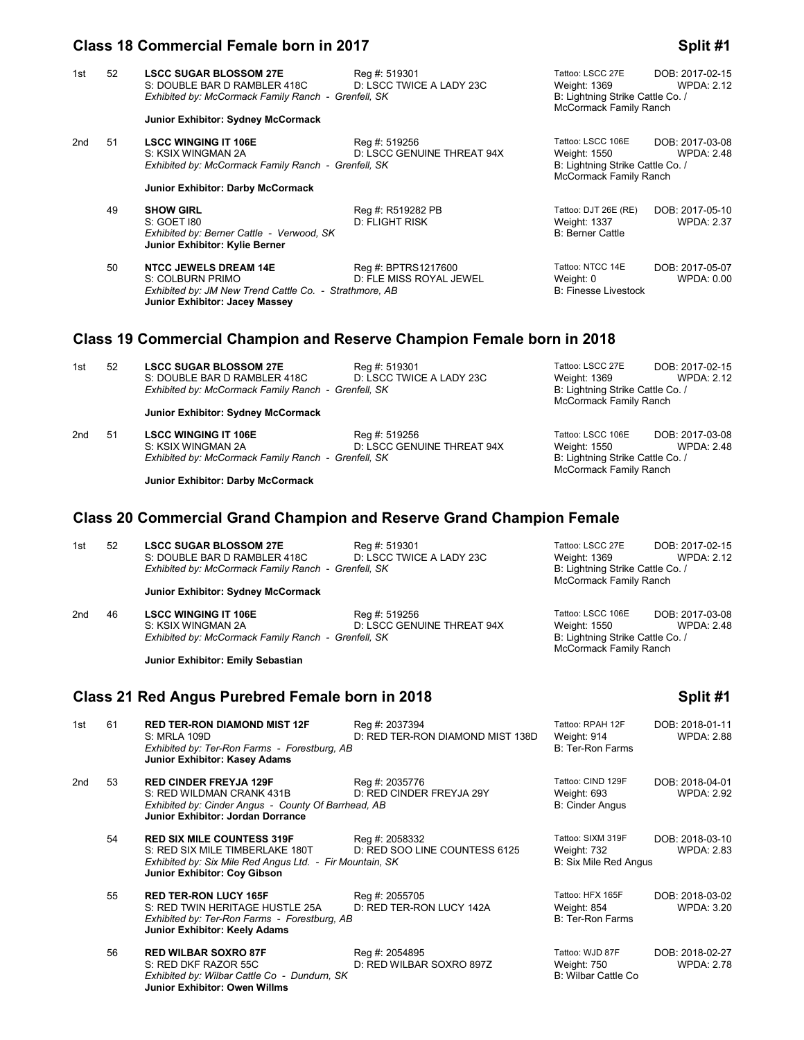## Class 18 Commercial Female born in 2017 — Split #1

1st 52 **LSCC SUGAR BLOSSOM 27E** Reg #: 519301 Tattoo: LSCC 27E DOB: 2017-02-15
S: DOUBLE BAR D RAMBLER 418C D: LSCC TWICE A LADY 23C Weight: 1369 WPDA: 2.12
*Exhibited by: McCormack Family Ranch - Grenfell, SK* B: Lightning Strike Cattle Co. / McCormack Family Ranch
**Junior Exhibitor: Sydney McCormack**

2nd 51 **LSCC WINGING IT 106E** Reg #: 519256 Tattoo: LSCC 106E DOB: 2017-03-08
S: KSIX WINGMAN 2A D: LSCC GENUINE THREAT 94X Weight: 1550 WPDA: 2.48
*Exhibited by: McCormack Family Ranch - Grenfell, SK* B: Lightning Strike Cattle Co. / McCormack Family Ranch
**Junior Exhibitor: Darby McCormack**

49 **SHOW GIRL** Reg #: R519282 PB Tattoo: DJT 26E (RE) DOB: 2017-05-10
S: GOET I80 D: FLIGHT RISK Weight: 1337 WPDA: 2.37
*Exhibited by: Berner Cattle - Verwood, SK* B: Berner Cattle
**Junior Exhibitor: Kylie Berner**

50 **NTCC JEWELS DREAM 14E** Reg #: BPTRS1217600 Tattoo: NTCC 14E DOB: 2017-05-07
S: COLBURN PRIMO D: FLE MISS ROYAL JEWEL Weight: 0 WPDA: 0.00
*Exhibited by: JM New Trend Cattle Co. - Strathmore, AB* B: Finesse Livestock
**Junior Exhibitor: Jacey Massey**

## Class 19 Commercial Champion and Reserve Champion Female born in 2018

1st 52 **LSCC SUGAR BLOSSOM 27E** Reg #: 519301 Tattoo: LSCC 27E DOB: 2017-02-15
S: DOUBLE BAR D RAMBLER 418C D: LSCC TWICE A LADY 23C Weight: 1369 WPDA: 2.12
*Exhibited by: McCormack Family Ranch - Grenfell, SK* B: Lightning Strike Cattle Co. / McCormack Family Ranch
**Junior Exhibitor: Sydney McCormack**

2nd 51 **LSCC WINGING IT 106E** Reg #: 519256 Tattoo: LSCC 106E DOB: 2017-03-08
S: KSIX WINGMAN 2A D: LSCC GENUINE THREAT 94X Weight: 1550 WPDA: 2.48
*Exhibited by: McCormack Family Ranch - Grenfell, SK* B: Lightning Strike Cattle Co. / McCormack Family Ranch
**Junior Exhibitor: Darby McCormack**

## Class 20 Commercial Grand Champion and Reserve Grand Champion Female

1st 52 **LSCC SUGAR BLOSSOM 27E** Reg #: 519301 Tattoo: LSCC 27E DOB: 2017-02-15
S: DOUBLE BAR D RAMBLER 418C D: LSCC TWICE A LADY 23C Weight: 1369 WPDA: 2.12
*Exhibited by: McCormack Family Ranch - Grenfell, SK* B: Lightning Strike Cattle Co. / McCormack Family Ranch
**Junior Exhibitor: Sydney McCormack**

2nd 46 **LSCC WINGING IT 106E** Reg #: 519256 Tattoo: LSCC 106E DOB: 2017-03-08
S: KSIX WINGMAN 2A D: LSCC GENUINE THREAT 94X Weight: 1550 WPDA: 2.48
*Exhibited by: McCormack Family Ranch - Grenfell, SK* B: Lightning Strike Cattle Co. / McCormack Family Ranch
**Junior Exhibitor: Emily Sebastian**

## Class 21 Red Angus Purebred Female born in 2018 — Split #1

1st 61 **RED TER-RON DIAMOND MIST 12F** Reg #: 2037394 Tattoo: RPAH 12F DOB: 2018-01-11
S: MRLA 109D D: RED TER-RON DIAMOND MIST 138D Weight: 914 WPDA: 2.88
*Exhibited by: Ter-Ron Farms - Forestburg, AB* B: Ter-Ron Farms
**Junior Exhibitor: Kasey Adams**

2nd 53 **RED CINDER FREYJA 129F** Reg #: 2035776 Tattoo: CIND 129F DOB: 2018-04-01
S: RED WILDMAN CRANK 431B D: RED CINDER FREYJA 29Y Weight: 693 WPDA: 2.92
*Exhibited by: Cinder Angus - County Of Barrhead, AB* B: Cinder Angus
**Junior Exhibitor: Jordan Dorrance**

54 **RED SIX MILE COUNTESS 319F** Reg #: 2058332 Tattoo: SIXM 319F DOB: 2018-03-10
S: RED SIX MILE TIMBERLAKE 180T D: RED SOO LINE COUNTESS 6125 Weight: 732 WPDA: 2.83
*Exhibited by: Six Mile Red Angus Ltd. - Fir Mountain, SK* B: Six Mile Red Angus
**Junior Exhibitor: Coy Gibson**

55 **RED TER-RON LUCY 165F** Reg #: 2055705 Tattoo: HFX 165F DOB: 2018-03-02
S: RED TWIN HERITAGE HUSTLE 25A D: RED TER-RON LUCY 142A Weight: 854 WPDA: 3.20
*Exhibited by: Ter-Ron Farms - Forestburg, AB* B: Ter-Ron Farms
**Junior Exhibitor: Keely Adams**

56 **RED WILBAR SOXRO 87F** Reg #: 2054895 Tattoo: WJD 87F DOB: 2018-02-27
S: RED DKF RAZOR 55C D: RED WILBAR SOXRO 897Z Weight: 750 WPDA: 2.78
*Exhibited by: Wilbar Cattle Co - Dundurn, SK* B: Wilbar Cattle Co
**Junior Exhibitor: Owen Willms**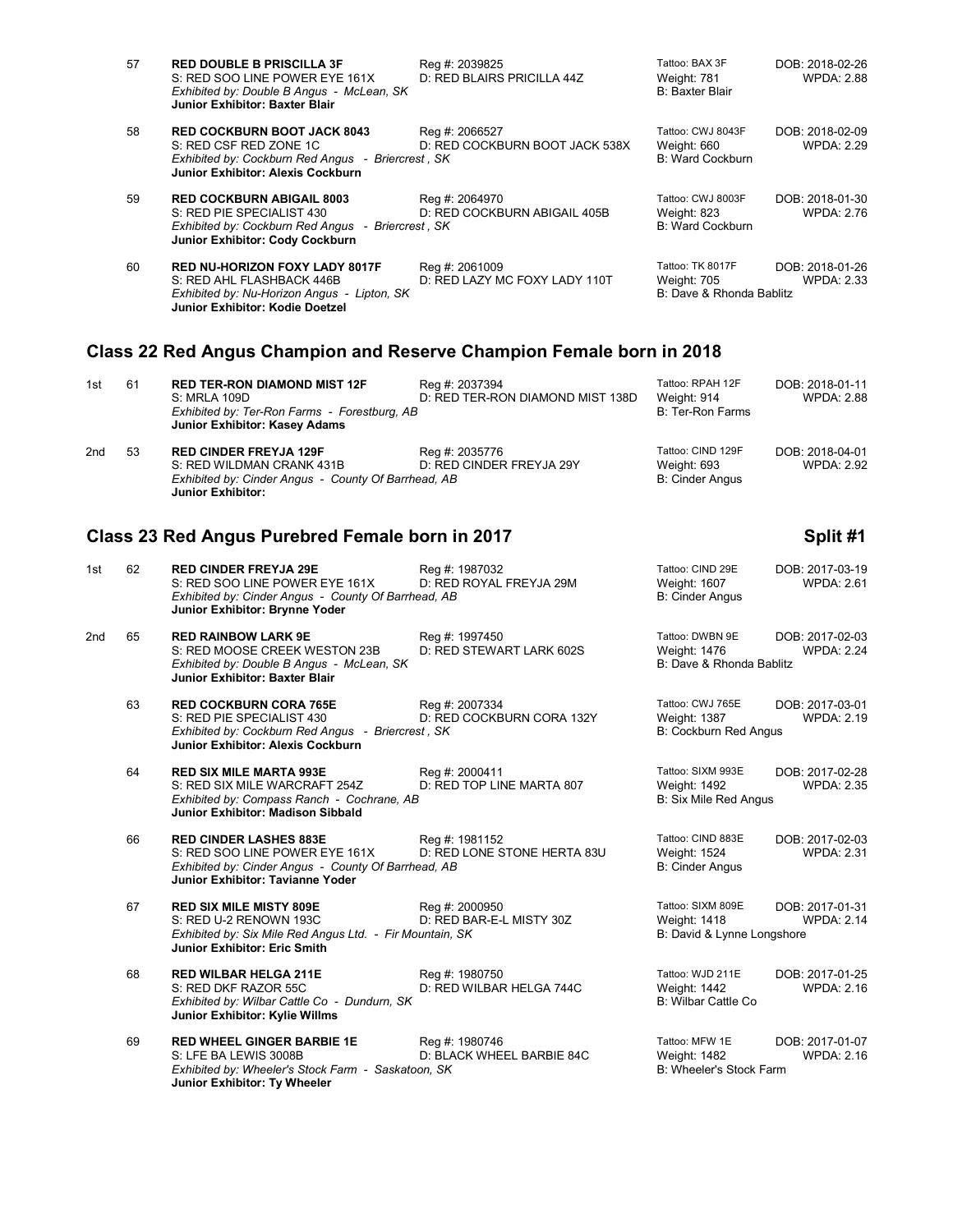| | | | | | |
|---|---|---|---|---|---|
| | 57 | **RED DOUBLE B PRISCILLA 3F**<br>S: RED SOO LINE POWER EYE 161X<br>*Exhibited by: Double B Angus - McLean, SK*<br>**Junior Exhibitor: Baxter Blair** | Reg #: 2039825<br>D: RED BLAIRS PRICILLA 44Z | Tattoo: BAX 3F<br>Weight: 781<br>B: Baxter Blair | DOB: 2018-02-26<br>WPDA: 2.88 |
| | 58 | **RED COCKBURN BOOT JACK 8043**<br>S: RED CSF RED ZONE 1C<br>*Exhibited by: Cockburn Red Angus - Briercrest , SK*<br>**Junior Exhibitor: Alexis Cockburn** | Reg #: 2066527<br>D: RED COCKBURN BOOT JACK 538X | Tattoo: CWJ 8043F<br>Weight: 660<br>B: Ward Cockburn | DOB: 2018-02-09<br>WPDA: 2.29 |
| | 59 | **RED COCKBURN ABIGAIL 8003**<br>S: RED PIE SPECIALIST 430<br>*Exhibited by: Cockburn Red Angus - Briercrest , SK*<br>**Junior Exhibitor: Cody Cockburn** | Reg #: 2064970<br>D: RED COCKBURN ABIGAIL 405B | Tattoo: CWJ 8003F<br>Weight: 823<br>B: Ward Cockburn | DOB: 2018-01-30<br>WPDA: 2.76 |
| | 60 | **RED NU-HORIZON FOXY LADY 8017F**<br>S: RED AHL FLASHBACK 446B<br>*Exhibited by: Nu-Horizon Angus - Lipton, SK*<br>**Junior Exhibitor: Kodie Doetzel** | Reg #: 2061009<br>D: RED LAZY MC FOXY LADY 110T | Tattoo: TK 8017F<br>Weight: 705<br>B: Dave & Rhonda Bablitz | DOB: 2018-01-26<br>WPDA: 2.33 |

## Class 22 Red Angus Champion and Reserve Champion Female born in 2018

| | | | | | |
|---|---|---|---|---|---|
| 1st | 61 | **RED TER-RON DIAMOND MIST 12F**<br>S: MRLA 109D<br>*Exhibited by: Ter-Ron Farms - Forestburg, AB*<br>**Junior Exhibitor: Kasey Adams** | Reg #: 2037394<br>D: RED TER-RON DIAMOND MIST 138D | Tattoo: RPAH 12F<br>Weight: 914<br>B: Ter-Ron Farms | DOB: 2018-01-11<br>WPDA: 2.88 |
| 2nd | 53 | **RED CINDER FREYJA 129F**<br>S: RED WILDMAN CRANK 431B<br>*Exhibited by: Cinder Angus - County Of Barrhead, AB*<br>**Junior Exhibitor:** | Reg #: 2035776<br>D: RED CINDER FREYJA 29Y | Tattoo: CIND 129F<br>Weight: 693<br>B: Cinder Angus | DOB: 2018-04-01<br>WPDA: 2.92 |

## Class 23 Red Angus Purebred Female born in 2017 — Split #1

| | | | | | |
|---|---|---|---|---|---|
| 1st | 62 | **RED CINDER FREYJA 29E**<br>S: RED SOO LINE POWER EYE 161X<br>*Exhibited by: Cinder Angus - County Of Barrhead, AB*<br>**Junior Exhibitor: Brynne Yoder** | Reg #: 1987032<br>D: RED ROYAL FREYJA 29M | Tattoo: CIND 29E<br>Weight: 1607<br>B: Cinder Angus | DOB: 2017-03-19<br>WPDA: 2.61 |
| 2nd | 65 | **RED RAINBOW LARK 9E**<br>S: RED MOOSE CREEK WESTON 23B<br>*Exhibited by: Double B Angus - McLean, SK*<br>**Junior Exhibitor: Baxter Blair** | Reg #: 1997450<br>D: RED STEWART LARK 602S | Tattoo: DWBN 9E<br>Weight: 1476<br>B: Dave & Rhonda Bablitz | DOB: 2017-02-03<br>WPDA: 2.24 |
| | 63 | **RED COCKBURN CORA 765E**<br>S: RED PIE SPECIALIST 430<br>*Exhibited by: Cockburn Red Angus - Briercrest , SK*<br>**Junior Exhibitor: Alexis Cockburn** | Reg #: 2007334<br>D: RED COCKBURN CORA 132Y | Tattoo: CWJ 765E<br>Weight: 1387<br>B: Cockburn Red Angus | DOB: 2017-03-01<br>WPDA: 2.19 |
| | 64 | **RED SIX MILE MARTA 993E**<br>S: RED SIX MILE WARCRAFT 254Z<br>*Exhibited by: Compass Ranch - Cochrane, AB*<br>**Junior Exhibitor: Madison Sibbald** | Reg #: 2000411<br>D: RED TOP LINE MARTA 807 | Tattoo: SIXM 993E<br>Weight: 1492<br>B: Six Mile Red Angus | DOB: 2017-02-28<br>WPDA: 2.35 |
| | 66 | **RED CINDER LASHES 883E**<br>S: RED SOO LINE POWER EYE 161X<br>*Exhibited by: Cinder Angus - County Of Barrhead, AB*<br>**Junior Exhibitor: Tavianne Yoder** | Reg #: 1981152<br>D: RED LONE STONE HERTA 83U | Tattoo: CIND 883E<br>Weight: 1524<br>B: Cinder Angus | DOB: 2017-02-03<br>WPDA: 2.31 |
| | 67 | **RED SIX MILE MISTY 809E**<br>S: RED U-2 RENOWN 193C<br>*Exhibited by: Six Mile Red Angus Ltd. - Fir Mountain, SK*<br>**Junior Exhibitor: Eric Smith** | Reg #: 2000950<br>D: RED BAR-E-L MISTY 30Z | Tattoo: SIXM 809E<br>Weight: 1418<br>B: David & Lynne Longshore | DOB: 2017-01-31<br>WPDA: 2.14 |
| | 68 | **RED WILBAR HELGA 211E**<br>S: RED DKF RAZOR 55C<br>*Exhibited by: Wilbar Cattle Co - Dundurn, SK*<br>**Junior Exhibitor: Kylie Willms** | Reg #: 1980750<br>D: RED WILBAR HELGA 744C | Tattoo: WJD 211E<br>Weight: 1442<br>B: Wilbar Cattle Co | DOB: 2017-01-25<br>WPDA: 2.16 |
| | 69 | **RED WHEEL GINGER BARBIE 1E**<br>S: LFE BA LEWIS 3008B<br>*Exhibited by: Wheeler's Stock Farm - Saskatoon, SK*<br>**Junior Exhibitor: Ty Wheeler** | Reg #: 1980746<br>D: BLACK WHEEL BARBIE 84C | Tattoo: MFW 1E<br>Weight: 1482<br>B: Wheeler's Stock Farm | DOB: 2017-01-07<br>WPDA: 2.16 |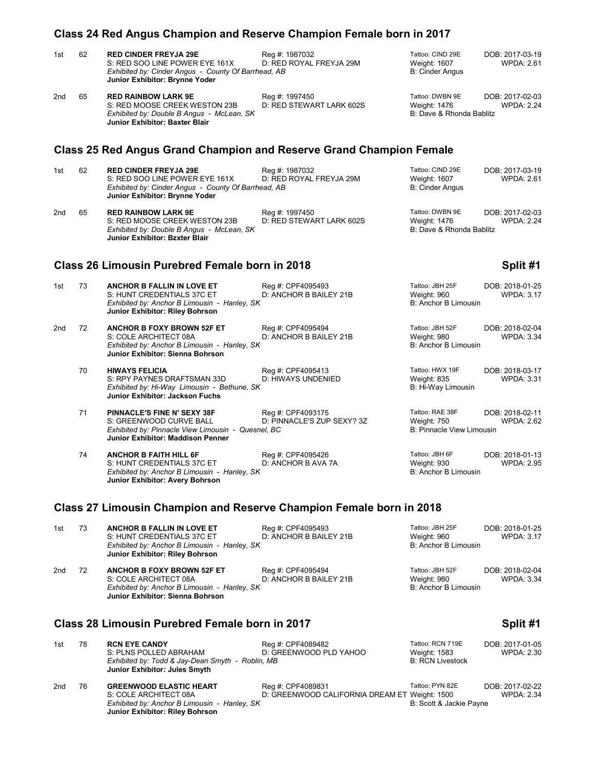## Class 24 Red Angus Champion and Reserve Champion Female born in 2017

| Place | No. | Animal | Reg / Dam | Tattoo / Weight / Breeder | DOB / WPDA |
|---|---|---|---|---|---|
| 1st | 62 | **RED CINDER FREYJA 29E**<br>S: RED SOO LINE POWER EYE 161X<br>*Exhibited by: Cinder Angus - County Of Barrhead, AB*<br>**Junior Exhibitor: Brynne Yoder** | Reg #: 1987032<br>D: RED ROYAL FREYJA 29M | Tattoo: CIND 29E<br>Weight: 1607<br>B: Cinder Angus | DOB: 2017-03-19<br>WPDA: 2.61 |
| 2nd | 65 | **RED RAINBOW LARK 9E**<br>S: RED MOOSE CREEK WESTON 23B<br>*Exhibited by: Double B Angus - McLean, SK*<br>**Junior Exhibitor: Baxter Blair** | Reg #: 1997450<br>D: RED STEWART LARK 602S | Tattoo: DWBN 9E<br>Weight: 1476<br>B: Dave & Rhonda Bablitz | DOB: 2017-02-03<br>WPDA: 2.24 |

## Class 25 Red Angus Grand Champion and Reserve Grand Champion Female

| Place | No. | Animal | Reg / Dam | Tattoo / Weight / Breeder | DOB / WPDA |
|---|---|---|---|---|---|
| 1st | 62 | **RED CINDER FREYJA 29E**<br>S: RED SOO LINE POWER EYE 161X<br>*Exhibited by: Cinder Angus - County Of Barrhead, AB*<br>**Junior Exhibitor: Brynne Yoder** | Reg #: 1987032<br>D: RED ROYAL FREYJA 29M | Tattoo: CIND 29E<br>Weight: 1607<br>B: Cinder Angus | DOB: 2017-03-19<br>WPDA: 2.61 |
| 2nd | 65 | **RED RAINBOW LARK 9E**<br>S: RED MOOSE CREEK WESTON 23B<br>*Exhibited by: Double B Angus - McLean, SK*<br>**Junior Exhibitor: Bzxter Blair** | Reg #: 1997450<br>D: RED STEWART LARK 602S | Tattoo: DWBN 9E<br>Weight: 1476<br>B: Dave & Rhonda Bablitz | DOB: 2017-02-03<br>WPDA: 2.24 |

## Class 26 Limousin Purebred Female born in 2018 — Split #1

| Place | No. | Animal | Reg / Dam | Tattoo / Weight / Breeder | DOB / WPDA |
|---|---|---|---|---|---|
| 1st | 73 | **ANCHOR B FALLIN IN LOVE ET**<br>S: HUNT CREDENTIALS 37C ET<br>*Exhibited by: Anchor B Limousin - Hanley, SK*<br>**Junior Exhibitor: Riley Bohrson** | Reg #: CPF4095493<br>D: ANCHOR B BAILEY 21B | Tattoo: JBH 25F<br>Weight: 960<br>B: Anchor B Limousin | DOB: 2018-01-25<br>WPDA: 3.17 |
| 2nd | 72 | **ANCHOR B FOXY BROWN 52F ET**<br>S: COLE ARCHITECT 08A<br>*Exhibited by: Anchor B Limousin - Hanley, SK*<br>**Junior Exhibitor: Sienna Bohrson** | Reg #: CPF4095494<br>D: ANCHOR B BAILEY 21B | Tattoo: JBH 52F<br>Weight: 980<br>B: Anchor B Limousin | DOB: 2018-02-04<br>WPDA: 3.34 |
| | 70 | **HIWAYS FELICIA**<br>S: RPY PAYNES DRAFTSMAN 33D<br>*Exhibited by: Hi-Way Limousin - Bethune, SK*<br>**Junior Exhibitor: Jackson Fuchs** | Reg #: CPF4095413<br>D: HIWAYS UNDENIED | Tattoo: HWX 19F<br>Weight: 835<br>B: Hi-Way Limousin | DOB: 2018-03-17<br>WPDA: 3.31 |
| | 71 | **PINNACLE'S FINE N' SEXY 38F**<br>S: GREENWOOD CURVE BALL<br>*Exhibited by: Pinnacle View Limousin - Quesnel, BC*<br>**Junior Exhibitor: Maddison Penner** | Reg #: CPF4093175<br>D: PINNACLE'S ZUP SEXY? 3Z | Tattoo: RAE 38F<br>Weight: 750<br>B: Pinnacle View Limousin | DOB: 2018-02-11<br>WPDA: 2.62 |
| | 74 | **ANCHOR B FAITH HILL 6F**<br>S: HUNT CREDENTIALS 37C ET<br>*Exhibited by: Anchor B Limousin - Hanley, SK*<br>**Junior Exhibitor: Avery Bohrson** | Reg #: CPF4095426<br>D: ANCHOR B AVA 7A | Tattoo: JBH 6F<br>Weight: 930<br>B: Anchor B Limousin | DOB: 2018-01-13<br>WPDA: 2.95 |

## Class 27 Limousin Champion and Reserve Champion Female born in 2018

| Place | No. | Animal | Reg / Dam | Tattoo / Weight / Breeder | DOB / WPDA |
|---|---|---|---|---|---|
| 1st | 73 | **ANCHOR B FALLIN IN LOVE ET**<br>S: HUNT CREDENTIALS 37C ET<br>*Exhibited by: Anchor B Limousin - Hanley, SK*<br>**Junior Exhibitor: Riley Bohrson** | Reg #: CPF4095493<br>D: ANCHOR B BAILEY 21B | Tattoo: JBH 25F<br>Weight: 960<br>B: Anchor B Limousin | DOB: 2018-01-25<br>WPDA: 3.17 |
| 2nd | 72 | **ANCHOR B FOXY BROWN 52F ET**<br>S: COLE ARCHITECT 08A<br>*Exhibited by: Anchor B Limousin - Hanley, SK*<br>**Junior Exhibitor: Sienna Bohrson** | Reg #: CPF4095494<br>D: ANCHOR B BAILEY 21B | Tattoo: JBH 52F<br>Weight: 980<br>B: Anchor B Limousin | DOB: 2018-02-04<br>WPDA: 3.34 |

## Class 28 Limousin Purebred Female born in 2017 — Split #1

| Place | No. | Animal | Reg / Dam | Tattoo / Weight / Breeder | DOB / WPDA |
|---|---|---|---|---|---|
| 1st | 78 | **RCN EYE CANDY**<br>S: PLNS POLLED ABRAHAM<br>*Exhibited by: Todd & Jay-Dean Smyth - Roblin, MB*<br>**Junior Exhibitor: Jules Smyth** | Reg #: CPF4089482<br>D: GREENWOOD PLD YAHOO | Tattoo: RCN 719E<br>Weight: 1583<br>B: RCN Livestock | DOB: 2017-01-05<br>WPDA: 2.30 |
| 2nd | 76 | **GREENWOOD ELASTIC HEART**<br>S: COLE ARCHITECT 08A<br>*Exhibited by: Anchor B Limousin - Hanley, SK*<br>**Junior Exhibitor: Riley Bohrson** | Reg #: CPF4089831<br>D: GREENWOOD CALIFORNIA DREAM ET | Tattoo: PYN 82E<br>Weight: 1500<br>B: Scott & Jackie Payne | DOB: 2017-02-22<br>WPDA: 2.34 |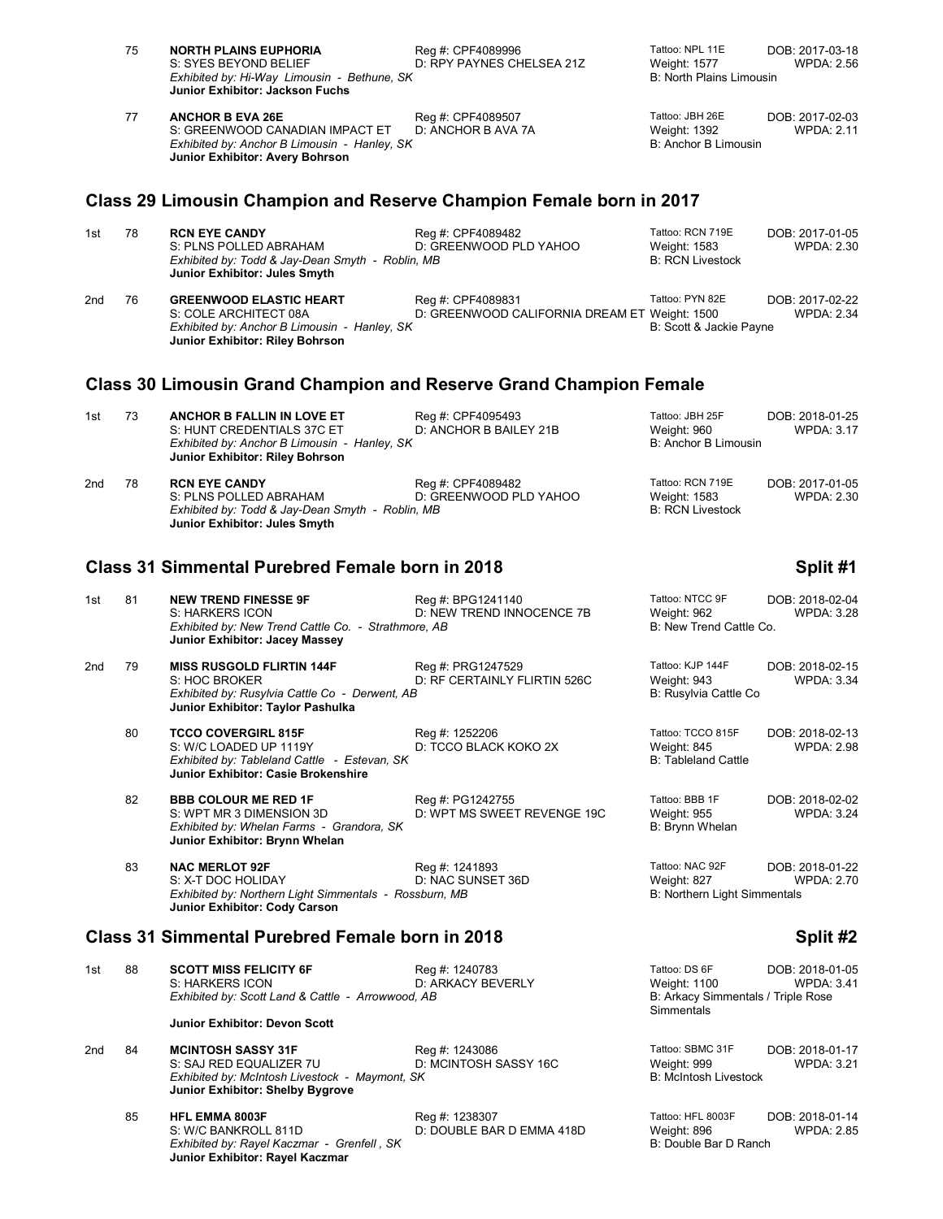| | 75 | **NORTH PLAINS EUPHORIA** | Reg #: CPF4089996 | Tattoo: NPL 11E | DOB: 2017-03-18 |
|---|---|---|---|---|---|
| | | S: SYES BEYOND BELIEF | D: RPY PAYNES CHELSEA 21Z | Weight: 1577 | WPDA: 2.56 |
| | | *Exhibited by: Hi-Way Limousin - Bethune, SK* | | B: North Plains Limousin | |
| | | **Junior Exhibitor: Jackson Fuchs** | | | |
| | 77 | **ANCHOR B EVA 26E** | Reg #: CPF4089507 | Tattoo: JBH 26E | DOB: 2017-02-03 |
| | | S: GREENWOOD CANADIAN IMPACT ET | D: ANCHOR B AVA 7A | Weight: 1392 | WPDA: 2.11 |
| | | *Exhibited by: Anchor B Limousin - Hanley, SK* | | B: Anchor B Limousin | |
| | | **Junior Exhibitor: Avery Bohrson** | | | |

## Class 29 Limousin Champion and Reserve Champion Female born in 2017

| | | | | | |
|---|---|---|---|---|---|
| 1st | 78 | **RCN EYE CANDY** | Reg #: CPF4089482 | Tattoo: RCN 719E | DOB: 2017-01-05 |
| | | S: PLNS POLLED ABRAHAM | D: GREENWOOD PLD YAHOO | Weight: 1583 | WPDA: 2.30 |
| | | *Exhibited by: Todd & Jay-Dean Smyth - Roblin, MB* | | B: RCN Livestock | |
| | | **Junior Exhibitor: Jules Smyth** | | | |
| 2nd | 76 | **GREENWOOD ELASTIC HEART** | Reg #: CPF4089831 | Tattoo: PYN 82E | DOB: 2017-02-22 |
| | | S: COLE ARCHITECT 08A | D: GREENWOOD CALIFORNIA DREAM ET | Weight: 1500 | WPDA: 2.34 |
| | | *Exhibited by: Anchor B Limousin - Hanley, SK* | | B: Scott & Jackie Payne | |
| | | **Junior Exhibitor: Riley Bohrson** | | | |

## Class 30 Limousin Grand Champion and Reserve Grand Champion Female

| | | | | | |
|---|---|---|---|---|---|
| 1st | 73 | **ANCHOR B FALLIN IN LOVE ET** | Reg #: CPF4095493 | Tattoo: JBH 25F | DOB: 2018-01-25 |
| | | S: HUNT CREDENTIALS 37C ET | D: ANCHOR B BAILEY 21B | Weight: 960 | WPDA: 3.17 |
| | | *Exhibited by: Anchor B Limousin - Hanley, SK* | | B: Anchor B Limousin | |
| | | **Junior Exhibitor: Riley Bohrson** | | | |
| 2nd | 78 | **RCN EYE CANDY** | Reg #: CPF4089482 | Tattoo: RCN 719E | DOB: 2017-01-05 |
| | | S: PLNS POLLED ABRAHAM | D: GREENWOOD PLD YAHOO | Weight: 1583 | WPDA: 2.30 |
| | | *Exhibited by: Todd & Jay-Dean Smyth - Roblin, MB* | | B: RCN Livestock | |
| | | **Junior Exhibitor: Jules Smyth** | | | |

## Class 31 Simmental Purebred Female born in 2018 — Split #1

| | | | | | |
|---|---|---|---|---|---|
| 1st | 81 | **NEW TREND FINESSE 9F** | Reg #: BPG1241140 | Tattoo: NTCC 9F | DOB: 2018-02-04 |
| | | S: HARKERS ICON | D: NEW TREND INNOCENCE 7B | Weight: 962 | WPDA: 3.28 |
| | | *Exhibited by: New Trend Cattle Co. - Strathmore, AB* | | B: New Trend Cattle Co. | |
| | | **Junior Exhibitor: Jacey Massey** | | | |
| 2nd | 79 | **MISS RUSGOLD FLIRTIN 144F** | Reg #: PRG1247529 | Tattoo: KJP 144F | DOB: 2018-02-15 |
| | | S: HOC BROKER | D: RF CERTAINLY FLIRTIN 526C | Weight: 943 | WPDA: 3.34 |
| | | *Exhibited by: Rusylvia Cattle Co - Derwent, AB* | | B: Rusylvia Cattle Co | |
| | | **Junior Exhibitor: Taylor Pashulka** | | | |
| | 80 | **TCCO COVERGIRL 815F** | Reg #: 1252206 | Tattoo: TCCO 815F | DOB: 2018-02-13 |
| | | S: W/C LOADED UP 1119Y | D: TCCO BLACK KOKO 2X | Weight: 845 | WPDA: 2.98 |
| | | *Exhibited by: Tableland Cattle - Estevan, SK* | | B: Tableland Cattle | |
| | | **Junior Exhibitor: Casie Brokenshire** | | | |
| | 82 | **BBB COLOUR ME RED 1F** | Reg #: PG1242755 | Tattoo: BBB 1F | DOB: 2018-02-02 |
| | | S: WPT MR 3 DIMENSION 3D | D: WPT MS SWEET REVENGE 19C | Weight: 955 | WPDA: 3.24 |
| | | *Exhibited by: Whelan Farms - Grandora, SK* | | B: Brynn Whelan | |
| | | **Junior Exhibitor: Brynn Whelan** | | | |
| | 83 | **NAC MERLOT 92F** | Reg #: 1241893 | Tattoo: NAC 92F | DOB: 2018-01-22 |
| | | S: X-T DOC HOLIDAY | D: NAC SUNSET 36D | Weight: 827 | WPDA: 2.70 |
| | | *Exhibited by: Northern Light Simmentals - Rossburn, MB* | | B: Northern Light Simmentals | |
| | | **Junior Exhibitor: Cody Carson** | | | |

## Class 31 Simmental Purebred Female born in 2018 — Split #2

| | | | | | |
|---|---|---|---|---|---|
| 1st | 88 | **SCOTT MISS FELICITY 6F** | Reg #: 1240783 | Tattoo: DS 6F | DOB: 2018-01-05 |
| | | S: HARKERS ICON | D: ARKACY BEVERLY | Weight: 1100 | WPDA: 3.41 |
| | | *Exhibited by: Scott Land & Cattle - Arrowwood, AB* | | B: Arkacy Simmentals / Triple Rose Simmentals | |
| | | **Junior Exhibitor: Devon Scott** | | | |
| 2nd | 84 | **MCINTOSH SASSY 31F** | Reg #: 1243086 | Tattoo: SBMC 31F | DOB: 2018-01-17 |
| | | S: SAJ RED EQUALIZER 7U | D: MCINTOSH SASSY 16C | Weight: 999 | WPDA: 3.21 |
| | | *Exhibited by: McIntosh Livestock - Maymont, SK* | | B: McIntosh Livestock | |
| | | **Junior Exhibitor: Shelby Bygrove** | | | |
| | 85 | **HFL EMMA 8003F** | Reg #: 1238307 | Tattoo: HFL 8003F | DOB: 2018-01-14 |
| | | S: W/C BANKROLL 811D | D: DOUBLE BAR D EMMA 418D | Weight: 896 | WPDA: 2.85 |
| | | *Exhibited by: Rayel Kaczmar - Grenfell , SK* | | B: Double Bar D Ranch | |
| | | **Junior Exhibitor: Rayel Kaczmar** | | | |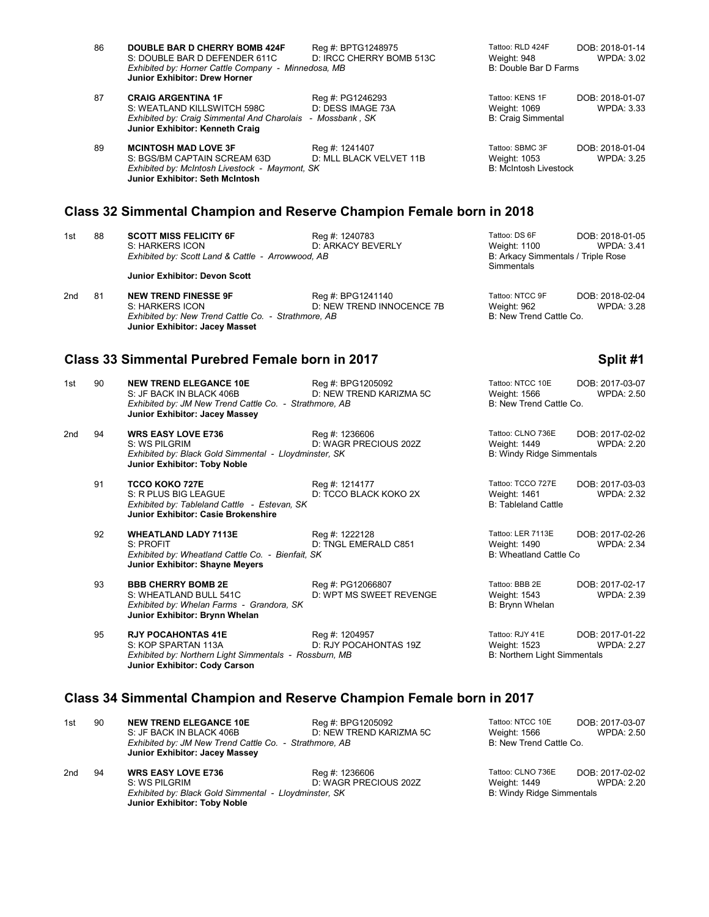86 **DOUBLE BAR D CHERRY BOMB 424F** Reg #: BPTG1248975 Tattoo: RLD 424F DOB: 2018-01-14
S: DOUBLE BAR D DEFENDER 611C D: IRCC CHERRY BOMB 513C Weight: 948 WPDA: 3.02
*Exhibited by: Horner Cattle Company - Minnedosa, MB* B: Double Bar D Farms
**Junior Exhibitor: Drew Horner**

87 **CRAIG ARGENTINA 1F** Reg #: PG1246293 Tattoo: KENS 1F DOB: 2018-01-07
S: WEATLAND KILLSWITCH 598C D: DESS IMAGE 73A Weight: 1069 WPDA: 3.33
*Exhibited by: Craig Simmental And Charolais - Mossbank , SK* B: Craig Simmental
**Junior Exhibitor: Kenneth Craig**

89 **MCINTOSH MAD LOVE 3F** Reg #: 1241407 Tattoo: SBMC 3F DOB: 2018-01-04
S: BGS/BM CAPTAIN SCREAM 63D D: MLL BLACK VELVET 11B Weight: 1053 WPDA: 3.25
*Exhibited by: McIntosh Livestock - Maymont, SK* B: McIntosh Livestock
**Junior Exhibitor: Seth McIntosh**

## Class 32 Simmental Champion and Reserve Champion Female born in 2018

1st 88 **SCOTT MISS FELICITY 6F** Reg #: 1240783 Tattoo: DS 6F DOB: 2018-01-05
S: HARKERS ICON D: ARKACY BEVERLY Weight: 1100 WPDA: 3.41
*Exhibited by: Scott Land & Cattle - Arrowwood, AB* B: Arkacy Simmentals / Triple Rose Simmentals
**Junior Exhibitor: Devon Scott**

2nd 81 **NEW TREND FINESSE 9F** Reg #: BPG1241140 Tattoo: NTCC 9F DOB: 2018-02-04
S: HARKERS ICON D: NEW TREND INNOCENCE 7B Weight: 962 WPDA: 3.28
*Exhibited by: New Trend Cattle Co. - Strathmore, AB* B: New Trend Cattle Co.
**Junior Exhibitor: Jacey Masset**

## Class 33 Simmental Purebred Female born in 2017 — Split #1

1st 90 **NEW TREND ELEGANCE 10E** Reg #: BPG1205092 Tattoo: NTCC 10E DOB: 2017-03-07
S: JF BACK IN BLACK 406B D: NEW TREND KARIZMA 5C Weight: 1566 WPDA: 2.50
*Exhibited by: JM New Trend Cattle Co. - Strathmore, AB* B: New Trend Cattle Co.
**Junior Exhibitor: Jacey Massey**

2nd 94 **WRS EASY LOVE E736** Reg #: 1236606 Tattoo: CLNO 736E DOB: 2017-02-02
S: WS PILGRIM D: WAGR PRECIOUS 202Z Weight: 1449 WPDA: 2.20
*Exhibited by: Black Gold Simmental - Lloydminster, SK* B: Windy Ridge Simmentals
**Junior Exhibitor: Toby Noble**

91 **TCCO KOKO 727E** Reg #: 1214177 Tattoo: TCCO 727E DOB: 2017-03-03
S: R PLUS BIG LEAGUE D: TCCO BLACK KOKO 2X Weight: 1461 WPDA: 2.32
*Exhibited by: Tableland Cattle - Estevan, SK* B: Tableland Cattle
**Junior Exhibitor: Casie Brokenshire**

92 **WHEATLAND LADY 7113E** Reg #: 1222128 Tattoo: LER 7113E DOB: 2017-02-26
S: PROFIT D: TNGL EMERALD C851 Weight: 1490 WPDA: 2.34
*Exhibited by: Wheatland Cattle Co. - Bienfait, SK* B: Wheatland Cattle Co
**Junior Exhibitor: Shayne Meyers**

93 **BBB CHERRY BOMB 2E** Reg #: PG12066807 Tattoo: BBB 2E DOB: 2017-02-17
S: WHEATLAND BULL 541C D: WPT MS SWEET REVENGE Weight: 1543 WPDA: 2.39
*Exhibited by: Whelan Farms - Grandora, SK* B: Brynn Whelan
**Junior Exhibitor: Brynn Whelan**

95 **RJY POCAHONTAS 41E** Reg #: 1204957 Tattoo: RJY 41E DOB: 2017-01-22
S: KOP SPARTAN 113A D: RJY POCAHONTAS 19Z Weight: 1523 WPDA: 2.27
*Exhibited by: Northern Light Simmentals - Rossburn, MB* B: Northern Light Simmentals
**Junior Exhibitor: Cody Carson**

## Class 34 Simmental Champion and Reserve Champion Female born in 2017

1st 90 **NEW TREND ELEGANCE 10E** Reg #: BPG1205092 Tattoo: NTCC 10E DOB: 2017-03-07
S: JF BACK IN BLACK 406B D: NEW TREND KARIZMA 5C Weight: 1566 WPDA: 2.50
*Exhibited by: JM New Trend Cattle Co. - Strathmore, AB* B: New Trend Cattle Co.
**Junior Exhibitor: Jacey Massey**

2nd 94 **WRS EASY LOVE E736** Reg #: 1236606 Tattoo: CLNO 736E DOB: 2017-02-02
S: WS PILGRIM D: WAGR PRECIOUS 202Z Weight: 1449 WPDA: 2.20
*Exhibited by: Black Gold Simmental - Lloydminster, SK* B: Windy Ridge Simmentals
**Junior Exhibitor: Toby Noble**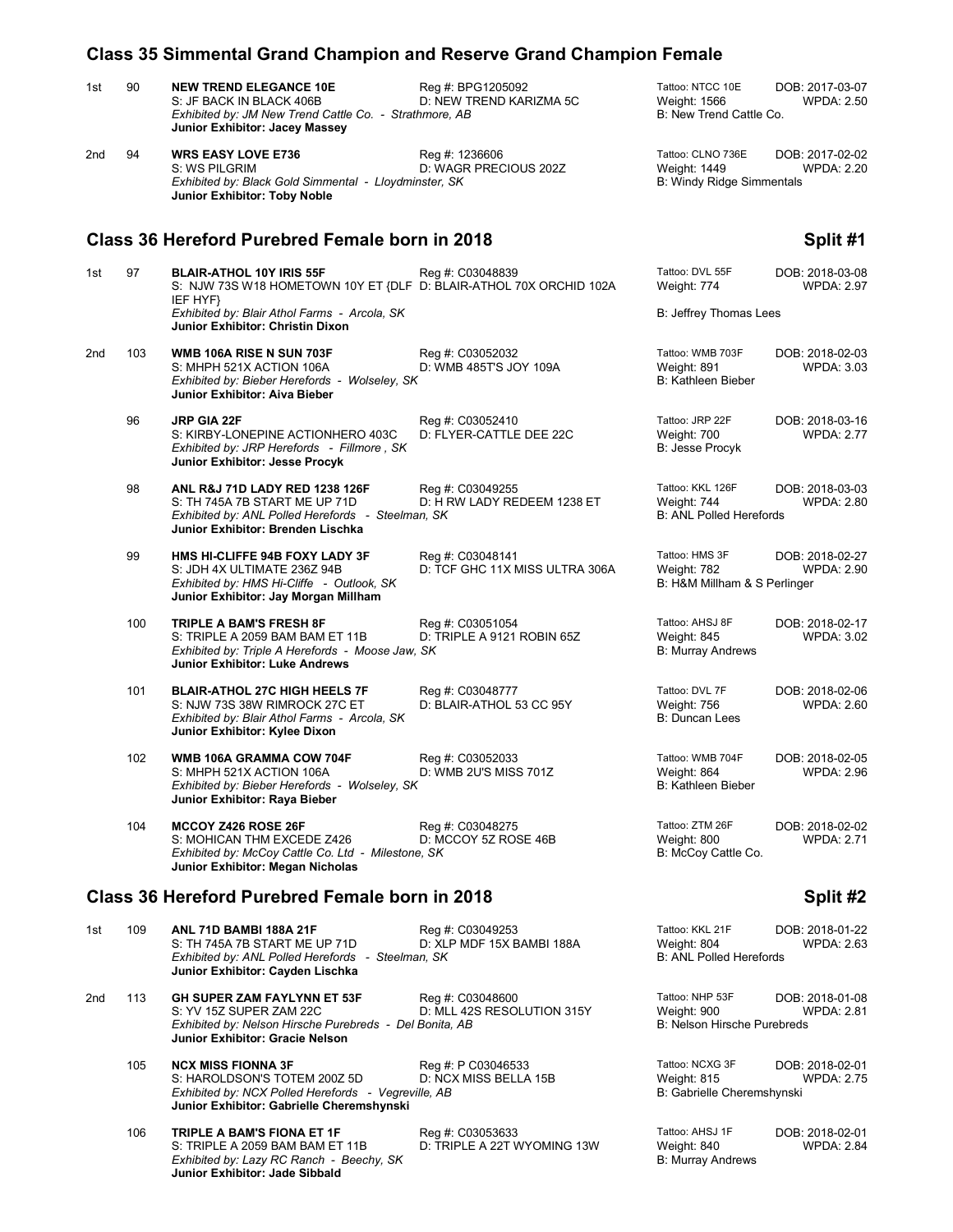## Class 35 Simmental Grand Champion and Reserve Grand Champion Female

1st 90 **NEW TREND ELEGANCE 10E** Reg #: BPG1205092 Tattoo: NTCC 10E DOB: 2017-03-07
S: JF BACK IN BLACK 406B D: NEW TREND KARIZMA 5C Weight: 1566 WPDA: 2.50
*Exhibited by: JM New Trend Cattle Co. - Strathmore, AB* B: New Trend Cattle Co.
**Junior Exhibitor: Jacey Massey**

2nd 94 **WRS EASY LOVE E736** Reg #: 1236606 Tattoo: CLNO 736E DOB: 2017-02-02
S: WS PILGRIM D: WAGR PRECIOUS 202Z Weight: 1449 WPDA: 2.20
*Exhibited by: Black Gold Simmental - Lloydminster, SK* B: Windy Ridge Simmentals
**Junior Exhibitor: Toby Noble**

## Class 36 Hereford Purebred Female born in 2018 — Split #1

1st 97 **BLAIR-ATHOL 10Y IRIS 55F** Reg #: C03048839 Tattoo: DVL 55F DOB: 2018-03-08
S: NJW 73S W18 HOMETOWN 10Y ET {DLF IEF HYF} D: BLAIR-ATHOL 70X ORCHID 102A Weight: 774 WPDA: 2.97
*Exhibited by: Blair Athol Farms - Arcola, SK* B: Jeffrey Thomas Lees
**Junior Exhibitor: Christin Dixon**

2nd 103 **WMB 106A RISE N SUN 703F** Reg #: C03052032 Tattoo: WMB 703F DOB: 2018-02-03
S: MHPH 521X ACTION 106A D: WMB 485T'S JOY 109A Weight: 891 WPDA: 3.03
*Exhibited by: Bieber Herefords - Wolseley, SK* B: Kathleen Bieber
**Junior Exhibitor: Aiva Bieber**

96 **JRP GIA 22F** Reg #: C03052410 Tattoo: JRP 22F DOB: 2018-03-16
S: KIRBY-LONEPINE ACTIONHERO 403C D: FLYER-CATTLE DEE 22C Weight: 700 WPDA: 2.77
*Exhibited by: JRP Herefords - Fillmore , SK* B: Jesse Procyk
**Junior Exhibitor: Jesse Procyk**

98 **ANL R&J 71D LADY RED 1238 126F** Reg #: C03049255 Tattoo: KKL 126F DOB: 2018-03-03
S: TH 745A 7B START ME UP 71D D: H RW LADY REDEEM 1238 ET Weight: 744 WPDA: 2.80
*Exhibited by: ANL Polled Herefords - Steelman, SK* B: ANL Polled Herefords
**Junior Exhibitor: Brenden Lischka**

99 **HMS HI-CLIFFE 94B FOXY LADY 3F** Reg #: C03048141 Tattoo: HMS 3F DOB: 2018-02-27
S: JDH 4X ULTIMATE 236Z 94B D: TCF GHC 11X MISS ULTRA 306A Weight: 782 WPDA: 2.90
*Exhibited by: HMS Hi-Cliffe - Outlook, SK* B: H&M Millham & S Perlinger
**Junior Exhibitor: Jay Morgan Millham**

100 **TRIPLE A BAM'S FRESH 8F** Reg #: C03051054 Tattoo: AHSJ 8F DOB: 2018-02-17
S: TRIPLE A 2059 BAM BAM ET 11B D: TRIPLE A 9121 ROBIN 65Z Weight: 845 WPDA: 3.02
*Exhibited by: Triple A Herefords - Moose Jaw, SK* B: Murray Andrews
**Junior Exhibitor: Luke Andrews**

101 **BLAIR-ATHOL 27C HIGH HEELS 7F** Reg #: C03048777 Tattoo: DVL 7F DOB: 2018-02-06
S: NJW 73S 38W RIMROCK 27C ET D: BLAIR-ATHOL 53 CC 95Y Weight: 756 WPDA: 2.60
*Exhibited by: Blair Athol Farms - Arcola, SK* B: Duncan Lees
**Junior Exhibitor: Kylee Dixon**

102 **WMB 106A GRAMMA COW 704F** Reg #: C03052033 Tattoo: WMB 704F DOB: 2018-02-05
S: MHPH 521X ACTION 106A D: WMB 2U'S MISS 701Z Weight: 864 WPDA: 2.96
*Exhibited by: Bieber Herefords - Wolseley, SK* B: Kathleen Bieber
**Junior Exhibitor: Raya Bieber**

104 **MCCOY Z426 ROSE 26F** Reg #: C03048275 Tattoo: ZTM 26F DOB: 2018-02-02
S: MOHICAN THM EXCEDE Z426 D: MCCOY 5Z ROSE 46B Weight: 800 WPDA: 2.71
*Exhibited by: McCoy Cattle Co. Ltd - Milestone, SK* B: McCoy Cattle Co.
**Junior Exhibitor: Megan Nicholas**

## Class 36 Hereford Purebred Female born in 2018 — Split #2

1st 109 **ANL 71D BAMBI 188A 21F** Reg #: C03049253 Tattoo: KKL 21F DOB: 2018-01-22
S: TH 745A 7B START ME UP 71D D: XLP MDF 15X BAMBI 188A Weight: 804 WPDA: 2.63
*Exhibited by: ANL Polled Herefords - Steelman, SK* B: ANL Polled Herefords
**Junior Exhibitor: Cayden Lischka**

2nd 113 **GH SUPER ZAM FAYLYNN ET 53F** Reg #: C03048600 Tattoo: NHP 53F DOB: 2018-01-08
S: YV 15Z SUPER ZAM 22C D: MLL 42S RESOLUTION 315Y Weight: 900 WPDA: 2.81
*Exhibited by: Nelson Hirsche Purebreds - Del Bonita, AB* B: Nelson Hirsche Purebreds
**Junior Exhibitor: Gracie Nelson**

105 **NCX MISS FIONNA 3F** Reg #: P C03046533 Tattoo: NCXG 3F DOB: 2018-02-01
S: HAROLDSON'S TOTEM 200Z 5D D: NCX MISS BELLA 15B Weight: 815 WPDA: 2.75
*Exhibited by: NCX Polled Herefords - Vegreville, AB* B: Gabrielle Cheremshynski
**Junior Exhibitor: Gabrielle Cheremshynski**

106 **TRIPLE A BAM'S FIONA ET 1F** Reg #: C03053633 Tattoo: AHSJ 1F DOB: 2018-02-01
S: TRIPLE A 2059 BAM BAM ET 11B D: TRIPLE A 22T WYOMING 13W Weight: 840 WPDA: 2.84
*Exhibited by: Lazy RC Ranch - Beechy, SK* B: Murray Andrews
**Junior Exhibitor: Jade Sibbald**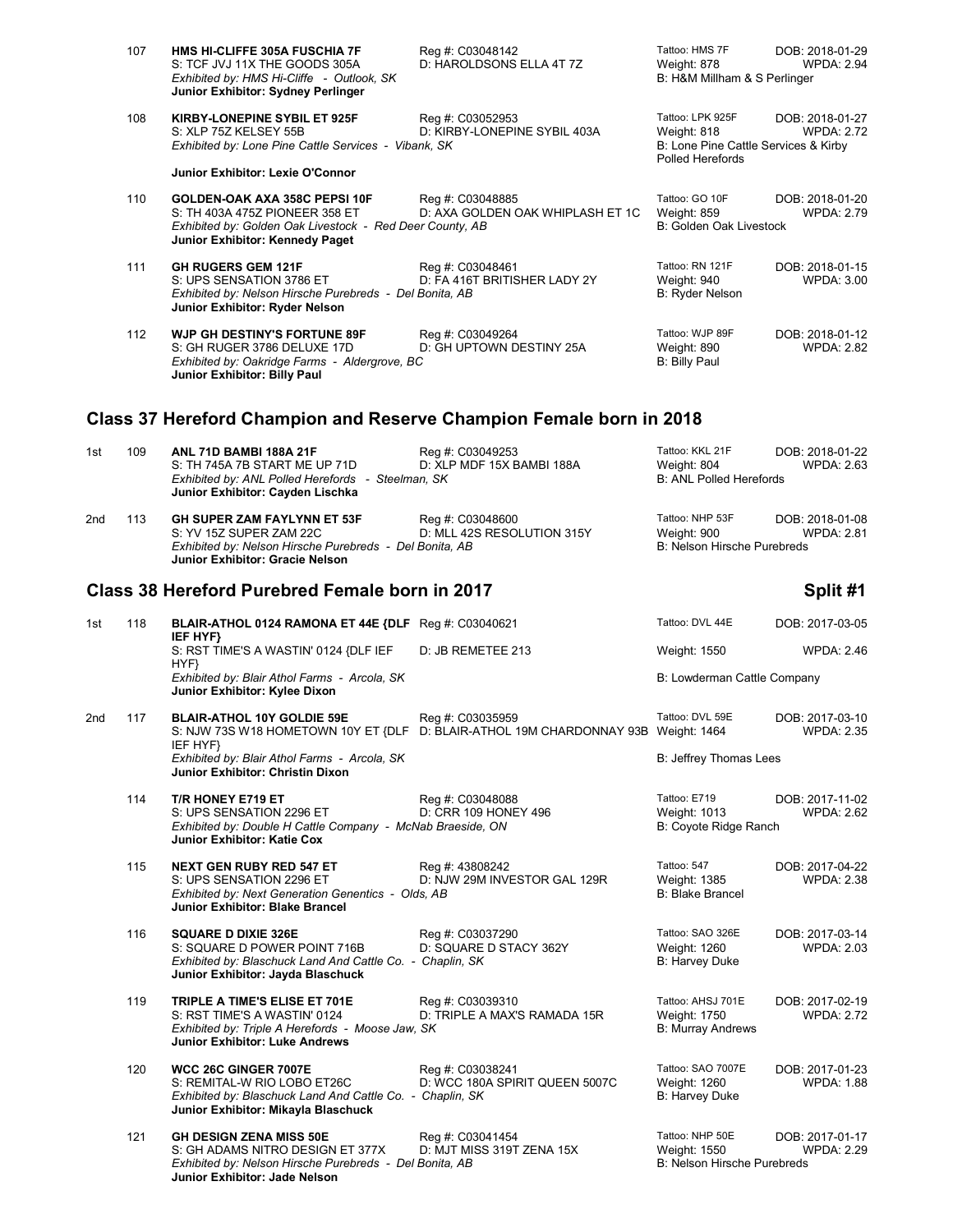| Place | No. | Animal | Reg / Dam | Tattoo / Weight / Breeder | DOB / WPDA |
|---|---|---|---|---|---|
| | 107 | **HMS HI-CLIFFE 305A FUSCHIA 7F**<br>S: TCF JVJ 11X THE GOODS 305A<br>*Exhibited by: HMS Hi-Cliffe - Outlook, SK*<br>**Junior Exhibitor: Sydney Perlinger** | Reg #: C03048142<br>D: HAROLDSONS ELLA 4T 7Z | Tattoo: HMS 7F<br>Weight: 878<br>B: H&M Millham & S Perlinger | DOB: 2018-01-29<br>WPDA: 2.94 |
| | 108 | **KIRBY-LONEPINE SYBIL ET 925F**<br>S: XLP 75Z KELSEY 55B<br>*Exhibited by: Lone Pine Cattle Services - Vibank, SK*<br>**Junior Exhibitor: Lexie O'Connor** | Reg #: C03052953<br>D: KIRBY-LONEPINE SYBIL 403A | Tattoo: LPK 925F<br>Weight: 818<br>B: Lone Pine Cattle Services & Kirby Polled Herefords | DOB: 2018-01-27<br>WPDA: 2.72 |
| | 110 | **GOLDEN-OAK AXA 358C PEPSI 10F**<br>S: TH 403A 475Z PIONEER 358 ET<br>*Exhibited by: Golden Oak Livestock - Red Deer County, AB*<br>**Junior Exhibitor: Kennedy Paget** | Reg #: C03048885<br>D: AXA GOLDEN OAK WHIPLASH ET 1C | Tattoo: GO 10F<br>Weight: 859<br>B: Golden Oak Livestock | DOB: 2018-01-20<br>WPDA: 2.79 |
| | 111 | **GH RUGERS GEM 121F**<br>S: UPS SENSATION 3786 ET<br>*Exhibited by: Nelson Hirsche Purebreds - Del Bonita, AB*<br>**Junior Exhibitor: Ryder Nelson** | Reg #: C03048461<br>D: FA 416T BRITISHER LADY 2Y | Tattoo: RN 121F<br>Weight: 940<br>B: Ryder Nelson | DOB: 2018-01-15<br>WPDA: 3.00 |
| | 112 | **WJP GH DESTINY'S FORTUNE 89F**<br>S: GH RUGER 3786 DELUXE 17D<br>*Exhibited by: Oakridge Farms - Aldergrove, BC*<br>**Junior Exhibitor: Billy Paul** | Reg #: C03049264<br>D: GH UPTOWN DESTINY 25A | Tattoo: WJP 89F<br>Weight: 890<br>B: Billy Paul | DOB: 2018-01-12<br>WPDA: 2.82 |

## Class 37 Hereford Champion and Reserve Champion Female born in 2018

| Place | No. | Animal | Reg / Dam | Tattoo / Weight / Breeder | DOB / WPDA |
|---|---|---|---|---|---|
| 1st | 109 | **ANL 71D BAMBI 188A 21F**<br>S: TH 745A 7B START ME UP 71D<br>*Exhibited by: ANL Polled Herefords - Steelman, SK*<br>**Junior Exhibitor: Cayden Lischka** | Reg #: C03049253<br>D: XLP MDF 15X BAMBI 188A | Tattoo: KKL 21F<br>Weight: 804<br>B: ANL Polled Herefords | DOB: 2018-01-22<br>WPDA: 2.63 |
| 2nd | 113 | **GH SUPER ZAM FAYLYNN ET 53F**<br>S: YV 15Z SUPER ZAM 22C<br>*Exhibited by: Nelson Hirsche Purebreds - Del Bonita, AB*<br>**Junior Exhibitor: Gracie Nelson** | Reg #: C03048600<br>D: MLL 42S RESOLUTION 315Y | Tattoo: NHP 53F<br>Weight: 900<br>B: Nelson Hirsche Purebreds | DOB: 2018-01-08<br>WPDA: 2.81 |

## Class 38 Hereford Purebred Female born in 2017 — Split #1

| Place | No. | Animal | Reg / Dam | Tattoo / Weight / Breeder | DOB / WPDA |
|---|---|---|---|---|---|
| 1st | 118 | **BLAIR-ATHOL 0124 RAMONA ET 44E {DLF IEF HYF}**<br>S: RST TIME'S A WASTIN' 0124 {DLF IEF HYF}<br>*Exhibited by: Blair Athol Farms - Arcola, SK*<br>**Junior Exhibitor: Kylee Dixon** | Reg #: C03040621<br>D: JB REMETEE 213 | Tattoo: DVL 44E<br>Weight: 1550<br>B: Lowderman Cattle Company | DOB: 2017-03-05<br>WPDA: 2.46 |
| 2nd | 117 | **BLAIR-ATHOL 10Y GOLDIE 59E**<br>S: NJW 73S W18 HOMETOWN 10Y ET {DLF IEF HYF}<br>*Exhibited by: Blair Athol Farms - Arcola, SK*<br>**Junior Exhibitor: Christin Dixon** | Reg #: C03035959<br>D: BLAIR-ATHOL 19M CHARDONNAY 93B | Tattoo: DVL 59E<br>Weight: 1464<br>B: Jeffrey Thomas Lees | DOB: 2017-03-10<br>WPDA: 2.35 |
| | 114 | **T/R HONEY E719 ET**<br>S: UPS SENSATION 2296 ET<br>*Exhibited by: Double H Cattle Company - McNab Braeside, ON*<br>**Junior Exhibitor: Katie Cox** | Reg #: C03048088<br>D: CRR 109 HONEY 496 | Tattoo: E719<br>Weight: 1013<br>B: Coyote Ridge Ranch | DOB: 2017-11-02<br>WPDA: 2.62 |
| | 115 | **NEXT GEN RUBY RED 547 ET**<br>S: UPS SENSATION 2296 ET<br>*Exhibited by: Next Generation Genentics - Olds, AB*<br>**Junior Exhibitor: Blake Brancel** | Reg #: 43808242<br>D: NJW 29M INVESTOR GAL 129R | Tattoo: 547<br>Weight: 1385<br>B: Blake Brancel | DOB: 2017-04-22<br>WPDA: 2.38 |
| | 116 | **SQUARE D DIXIE 326E**<br>S: SQUARE D POWER POINT 716B<br>*Exhibited by: Blaschuck Land And Cattle Co. - Chaplin, SK*<br>**Junior Exhibitor: Jayda Blaschuck** | Reg #: C03037290<br>D: SQUARE D STACY 362Y | Tattoo: SAO 326E<br>Weight: 1260<br>B: Harvey Duke | DOB: 2017-03-14<br>WPDA: 2.03 |
| | 119 | **TRIPLE A TIME'S ELISE ET 701E**<br>S: RST TIME'S A WASTIN' 0124<br>*Exhibited by: Triple A Herefords - Moose Jaw, SK*<br>**Junior Exhibitor: Luke Andrews** | Reg #: C03039310<br>D: TRIPLE A MAX'S RAMADA 15R | Tattoo: AHSJ 701E<br>Weight: 1750<br>B: Murray Andrews | DOB: 2017-02-19<br>WPDA: 2.72 |
| | 120 | **WCC 26C GINGER 7007E**<br>S: REMITAL-W RIO LOBO ET26C<br>*Exhibited by: Blaschuck Land And Cattle Co. - Chaplin, SK*<br>**Junior Exhibitor: Mikayla Blaschuck** | Reg #: C03038241<br>D: WCC 180A SPIRIT QUEEN 5007C | Tattoo: SAO 7007E<br>Weight: 1260<br>B: Harvey Duke | DOB: 2017-01-23<br>WPDA: 1.88 |
| | 121 | **GH DESIGN ZENA MISS 50E**<br>S: GH ADAMS NITRO DESIGN ET 377X<br>*Exhibited by: Nelson Hirsche Purebreds - Del Bonita, AB*<br>**Junior Exhibitor: Jade Nelson** | Reg #: C03041454<br>D: MJT MISS 319T ZENA 15X | Tattoo: NHP 50E<br>Weight: 1550<br>B: Nelson Hirsche Purebreds | DOB: 2017-01-17<br>WPDA: 2.29 |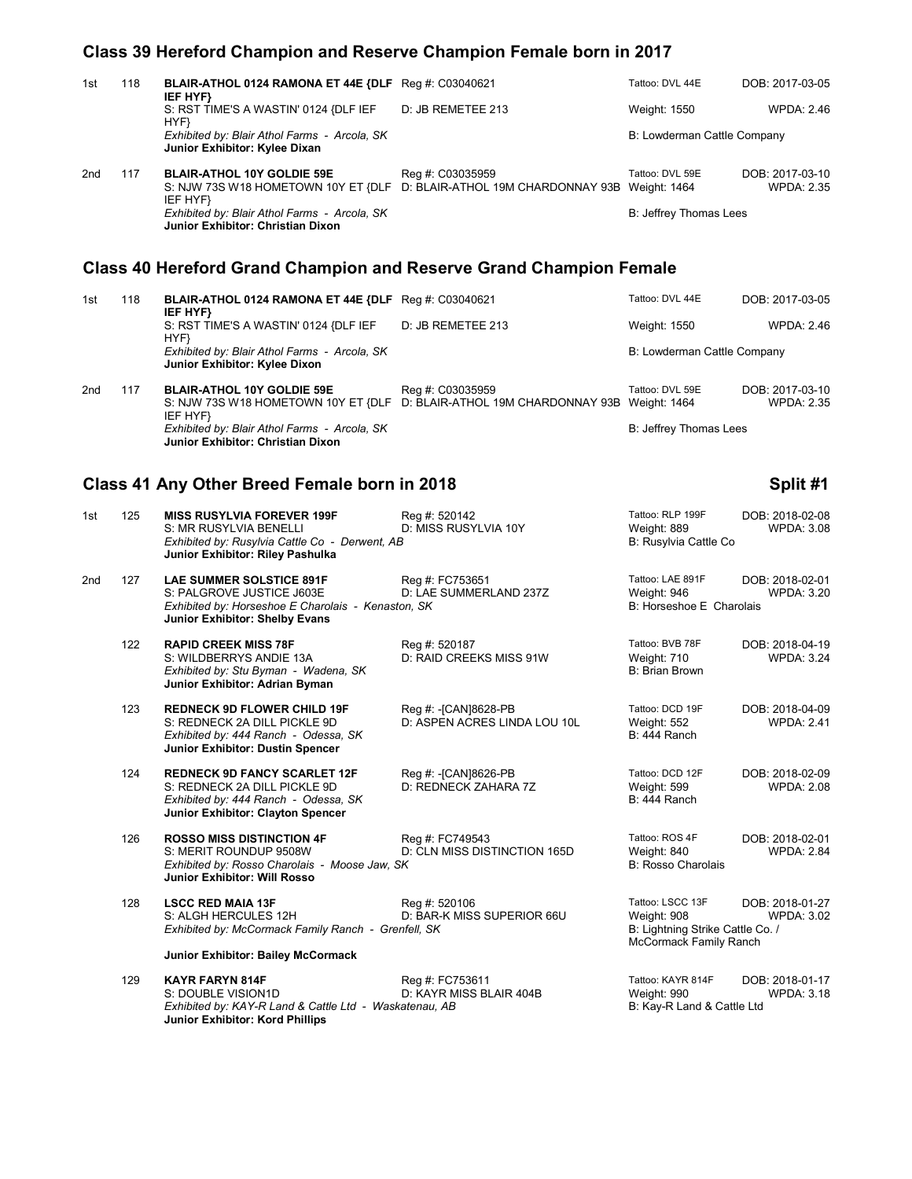## Class 39 Hereford Champion and Reserve Champion Female born in 2017

| Place | No. | Animal | | | |
|---|---|---|---|---|---|
| 1st | 118 | **BLAIR-ATHOL 0124 RAMONA ET 44E {DLF IEF HYF}** | Reg #: C03040621 | Tattoo: DVL 44E | DOB: 2017-03-05 |
| | | S: RST TIME'S A WASTIN' 0124 {DLF IEF HYF} | D: JB REMETEE 213 | Weight: 1550 | WPDA: 2.46 |
| | | *Exhibited by: Blair Athol Farms - Arcola, SK* | | B: Lowderman Cattle Company | |
| | | **Junior Exhibitor: Kylee Dixan** | | | |
| 2nd | 117 | **BLAIR-ATHOL 10Y GOLDIE 59E** | Reg #: C03035959 | Tattoo: DVL 59E | DOB: 2017-03-10 |
| | | S: NJW 73S W18 HOMETOWN 10Y ET {DLF IEF HYF} | D: BLAIR-ATHOL 19M CHARDONNAY 93B | Weight: 1464 | WPDA: 2.35 |
| | | *Exhibited by: Blair Athol Farms - Arcola, SK* | | B: Jeffrey Thomas Lees | |
| | | **Junior Exhibitor: Christian Dixon** | | | |

## Class 40 Hereford Grand Champion and Reserve Grand Champion Female

| Place | No. | Animal | | | |
|---|---|---|---|---|---|
| 1st | 118 | **BLAIR-ATHOL 0124 RAMONA ET 44E {DLF IEF HYF}** | Reg #: C03040621 | Tattoo: DVL 44E | DOB: 2017-03-05 |
| | | S: RST TIME'S A WASTIN' 0124 {DLF IEF HYF} | D: JB REMETEE 213 | Weight: 1550 | WPDA: 2.46 |
| | | *Exhibited by: Blair Athol Farms - Arcola, SK* | | B: Lowderman Cattle Company | |
| | | **Junior Exhibitor: Kylee Dixon** | | | |
| 2nd | 117 | **BLAIR-ATHOL 10Y GOLDIE 59E** | Reg #: C03035959 | Tattoo: DVL 59E | DOB: 2017-03-10 |
| | | S: NJW 73S W18 HOMETOWN 10Y ET {DLF IEF HYF} | D: BLAIR-ATHOL 19M CHARDONNAY 93B | Weight: 1464 | WPDA: 2.35 |
| | | *Exhibited by: Blair Athol Farms - Arcola, SK* | | B: Jeffrey Thomas Lees | |
| | | **Junior Exhibitor: Christian Dixon** | | | |

## Class 41 Any Other Breed Female born in 2018 — Split #1

| Place | No. | Animal | | | |
|---|---|---|---|---|---|
| 1st | 125 | **MISS RUSYLVIA FOREVER 199F** | Reg #: 520142 | Tattoo: RLP 199F | DOB: 2018-02-08 |
| | | S: MR RUSYLVIA BENELLI | D: MISS RUSYLVIA 10Y | Weight: 889 | WPDA: 3.08 |
| | | *Exhibited by: Rusylvia Cattle Co - Derwent, AB* | | B: Rusylvia Cattle Co | |
| | | **Junior Exhibitor: Riley Pashulka** | | | |
| 2nd | 127 | **LAE SUMMER SOLSTICE 891F** | Reg #: FC753651 | Tattoo: LAE 891F | DOB: 2018-02-01 |
| | | S: PALGROVE JUSTICE J603E | D: LAE SUMMERLAND 237Z | Weight: 946 | WPDA: 3.20 |
| | | *Exhibited by: Horseshoe E Charolais - Kenaston, SK* | | B: Horseshoe E Charolais | |
| | | **Junior Exhibitor: Shelby Evans** | | | |
| | 122 | **RAPID CREEK MISS 78F** | Reg #: 520187 | Tattoo: BVB 78F | DOB: 2018-04-19 |
| | | S: WILDBERRYS ANDIE 13A | D: RAID CREEKS MISS 91W | Weight: 710 | WPDA: 3.24 |
| | | *Exhibited by: Stu Byman - Wadena, SK* | | B: Brian Brown | |
| | | **Junior Exhibitor: Adrian Byman** | | | |
| | 123 | **REDNECK 9D FLOWER CHILD 19F** | Reg #: -[CAN]8628-PB | Tattoo: DCD 19F | DOB: 2018-04-09 |
| | | S: REDNECK 2A DILL PICKLE 9D | D: ASPEN ACRES LINDA LOU 10L | Weight: 552 | WPDA: 2.41 |
| | | *Exhibited by: 444 Ranch - Odessa, SK* | | B: 444 Ranch | |
| | | **Junior Exhibitor: Dustin Spencer** | | | |
| | 124 | **REDNECK 9D FANCY SCARLET 12F** | Reg #: -[CAN]8626-PB | Tattoo: DCD 12F | DOB: 2018-02-09 |
| | | S: REDNECK 2A DILL PICKLE 9D | D: REDNECK ZAHARA 7Z | Weight: 599 | WPDA: 2.08 |
| | | *Exhibited by: 444 Ranch - Odessa, SK* | | B: 444 Ranch | |
| | | **Junior Exhibitor: Clayton Spencer** | | | |
| | 126 | **ROSSO MISS DISTINCTION 4F** | Reg #: FC749543 | Tattoo: ROS 4F | DOB: 2018-02-01 |
| | | S: MERIT ROUNDUP 9508W | D: CLN MISS DISTINCTION 165D | Weight: 840 | WPDA: 2.84 |
| | | *Exhibited by: Rosso Charolais - Moose Jaw, SK* | | B: Rosso Charolais | |
| | | **Junior Exhibitor: Will Rosso** | | | |
| | 128 | **LSCC RED MAIA 13F** | Reg #: 520106 | Tattoo: LSCC 13F | DOB: 2018-01-27 |
| | | S: ALGH HERCULES 12H | D: BAR-K MISS SUPERIOR 66U | Weight: 908 | WPDA: 3.02 |
| | | *Exhibited by: McCormack Family Ranch - Grenfell, SK* | | B: Lightning Strike Cattle Co. / McCormack Family Ranch | |
| | | **Junior Exhibitor: Bailey McCormack** | | | |
| | 129 | **KAYR FARYN 814F** | Reg #: FC753611 | Tattoo: KAYR 814F | DOB: 2018-01-17 |
| | | S: DOUBLE VISION1D | D: KAYR MISS BLAIR 404B | Weight: 990 | WPDA: 3.18 |
| | | *Exhibited by: KAY-R Land & Cattle Ltd - Waskatenau, AB* | | B: Kay-R Land & Cattle Ltd | |
| | | **Junior Exhibitor: Kord Phillips** | | | |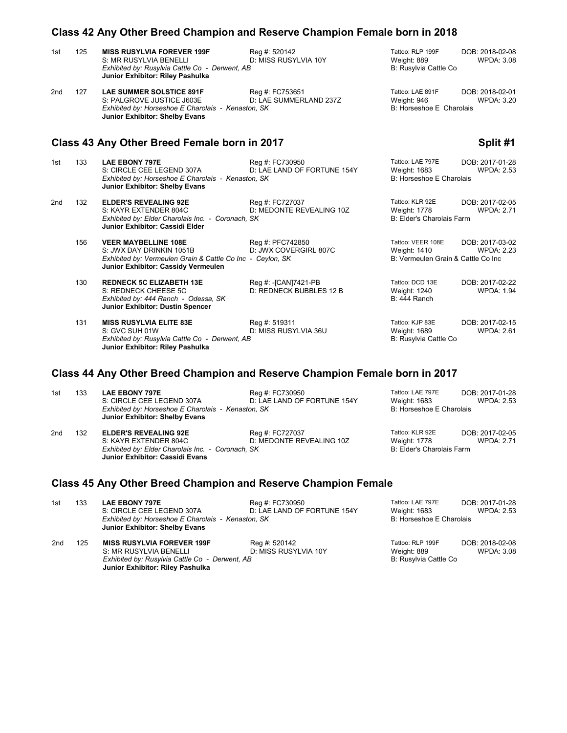## Class 42 Any Other Breed Champion and Reserve Champion Female born in 2018

1st 125 **MISS RUSYLVIA FOREVER 199F** Reg #: 520142 Tattoo: RLP 199F DOB: 2018-02-08
S: MR RUSYLVIA BENELLI D: MISS RUSYLVIA 10Y Weight: 889 WPDA: 3.08
*Exhibited by: Rusylvia Cattle Co - Derwent, AB* B: Rusylvia Cattle Co
**Junior Exhibitor: Riley Pashulka**

2nd 127 **LAE SUMMER SOLSTICE 891F** Reg #: FC753651 Tattoo: LAE 891F DOB: 2018-02-01
S: PALGROVE JUSTICE J603E D: LAE SUMMERLAND 237Z Weight: 946 WPDA: 3.20
*Exhibited by: Horseshoe E Charolais - Kenaston, SK* B: Horseshoe E Charolais
**Junior Exhibitor: Shelby Evans**

## Class 43 Any Other Breed Female born in 2017

**Split #1**

1st 133 **LAE EBONY 797E** Reg #: FC730950 Tattoo: LAE 797E DOB: 2017-01-28
S: CIRCLE CEE LEGEND 307A D: LAE LAND OF FORTUNE 154Y Weight: 1683 WPDA: 2.53
*Exhibited by: Horseshoe E Charolais - Kenaston, SK* B: Horseshoe E Charolais
**Junior Exhibitor: Shelby Evans**

2nd 132 **ELDER'S REVEALING 92E** Reg #: FC727037 Tattoo: KLR 92E DOB: 2017-02-05
S: KAYR EXTENDER 804C D: MEDONTE REVEALING 10Z Weight: 1778 WPDA: 2.71
*Exhibited by: Elder Charolais Inc. - Coronach, SK* B: Elder's Charolais Farm
**Junior Exhibitor: Cassidi Elder**

156 **VEER MAYBELLINE 108E** Reg #: PFC742850 Tattoo: VEER 108E DOB: 2017-03-02
S: JWX DAY DRINKIN 1051B D: JWX COVERGIRL 807C Weight: 1410 WPDA: 2.23
*Exhibited by: Vermeulen Grain & Cattle Co Inc - Ceylon, SK* B: Vermeulen Grain & Cattle Co Inc
**Junior Exhibitor: Cassidy Vermeulen**

130 **REDNECK 5C ELIZABETH 13E** Reg #: -[CAN]7421-PB Tattoo: DCD 13E DOB: 2017-02-22
S: REDNECK CHEESE 5C D: REDNECK BUBBLES 12 B Weight: 1240 WPDA: 1.94
*Exhibited by: 444 Ranch - Odessa, SK* B: 444 Ranch
**Junior Exhibitor: Dustin Spencer**

131 **MISS RUSYLVIA ELITE 83E** Reg #: 519311 Tattoo: KJP 83E DOB: 2017-02-15
S: GVC SUH 01W D: MISS RUSYLVIA 36U Weight: 1689 WPDA: 2.61
*Exhibited by: Rusylvia Cattle Co - Derwent, AB* B: Rusylvia Cattle Co
**Junior Exhibitor: Riley Pashulka**

## Class 44 Any Other Breed Champion and Reserve Champion Female born in 2017

1st 133 **LAE EBONY 797E** Reg #: FC730950 Tattoo: LAE 797E DOB: 2017-01-28
S: CIRCLE CEE LEGEND 307A D: LAE LAND OF FORTUNE 154Y Weight: 1683 WPDA: 2.53
*Exhibited by: Horseshoe E Charolais - Kenaston, SK* B: Horseshoe E Charolais
**Junior Exhibitor: Shelby Evans**

2nd 132 **ELDER'S REVEALING 92E** Reg #: FC727037 Tattoo: KLR 92E DOB: 2017-02-05
S: KAYR EXTENDER 804C D: MEDONTE REVEALING 10Z Weight: 1778 WPDA: 2.71
*Exhibited by: Elder Charolais Inc. - Coronach, SK* B: Elder's Charolais Farm
**Junior Exhibitor: Cassidi Evans**

## Class 45 Any Other Breed Champion and Reserve Champion Female

1st 133 **LAE EBONY 797E** Reg #: FC730950 Tattoo: LAE 797E DOB: 2017-01-28
S: CIRCLE CEE LEGEND 307A D: LAE LAND OF FORTUNE 154Y Weight: 1683 WPDA: 2.53
*Exhibited by: Horseshoe E Charolais - Kenaston, SK* B: Horseshoe E Charolais
**Junior Exhibitor: Shelby Evans**

2nd 125 **MISS RUSYLVIA FOREVER 199F** Reg #: 520142 Tattoo: RLP 199F DOB: 2018-02-08
S: MR RUSYLVIA BENELLI D: MISS RUSYLVIA 10Y Weight: 889 WPDA: 3.08
*Exhibited by: Rusylvia Cattle Co - Derwent, AB* B: Rusylvia Cattle Co
**Junior Exhibitor: Riley Pashulka**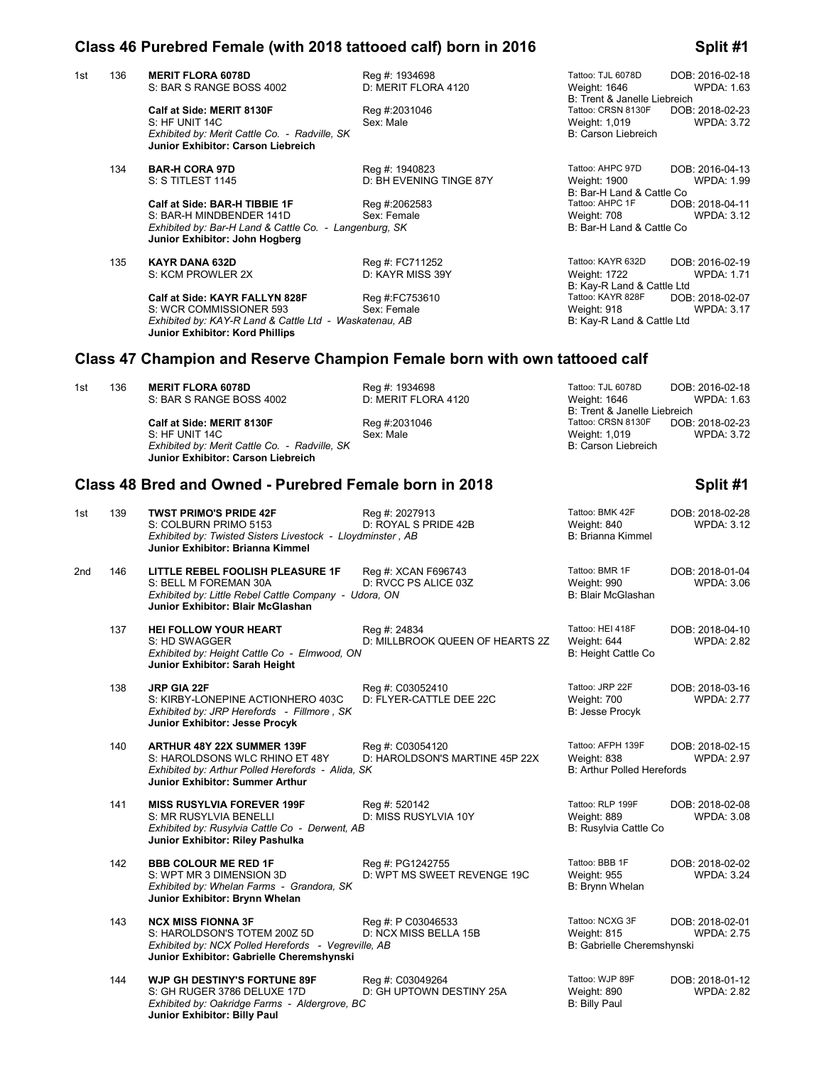## Class 46 Purebred Female (with 2018 tattooed calf) born in 2016 — Split #1

1st 136 **MERIT FLORA 6078D** — Reg #: 1934698 — Tattoo: TJL 6078D — DOB: 2016-02-18
S: BAR S RANGE BOSS 4002 — D: MERIT FLORA 4120 — Weight: 1646 — WPDA: 1.63
B: Trent & Janelle Liebreich
**Calf at Side: MERIT 8130F** — Reg #:2031046 — Tattoo: CRSN 8130F — DOB: 2018-02-23
S: HF UNIT 14C — Sex: Male — Weight: 1,019 — WPDA: 3.72
*Exhibited by: Merit Cattle Co. - Radville, SK* — B: Carson Liebreich
**Junior Exhibitor: Carson Liebreich**

134 **BAR-H CORA 97D** — Reg #: 1940823 — Tattoo: AHPC 97D — DOB: 2016-04-13
S: S TITLEST 1145 — D: BH EVENING TINGE 87Y — Weight: 1900 — WPDA: 1.99
B: Bar-H Land & Cattle Co
**Calf at Side: BAR-H TIBBIE 1F** — Reg #:2062583 — Tattoo: AHPC 1F — DOB: 2018-04-11
S: BAR-H MINDBENDER 141D — Sex: Female — Weight: 708 — WPDA: 3.12
*Exhibited by: Bar-H Land & Cattle Co. - Langenburg, SK* — B: Bar-H Land & Cattle Co
**Junior Exhibitor: John Hogberg**

135 **KAYR DANA 632D** — Reg #: FC711252 — Tattoo: KAYR 632D — DOB: 2016-02-19
S: KCM PROWLER 2X — D: KAYR MISS 39Y — Weight: 1722 — WPDA: 1.71
B: Kay-R Land & Cattle Ltd
**Calf at Side: KAYR FALLYN 828F** — Reg #:FC753610 — Tattoo: KAYR 828F — DOB: 2018-02-07
S: WCR COMMISSIONER 593 — Sex: Female — Weight: 918 — WPDA: 3.17
*Exhibited by: KAY-R Land & Cattle Ltd - Waskatenau, AB* — B: Kay-R Land & Cattle Ltd
**Junior Exhibitor: Kord Phillips**

## Class 47 Champion and Reserve Champion Female born with own tattooed calf

1st 136 **MERIT FLORA 6078D** — Reg #: 1934698 — Tattoo: TJL 6078D — DOB: 2016-02-18
S: BAR S RANGE BOSS 4002 — D: MERIT FLORA 4120 — Weight: 1646 — WPDA: 1.63
B: Trent & Janelle Liebreich
**Calf at Side: MERIT 8130F** — Reg #:2031046 — Tattoo: CRSN 8130F — DOB: 2018-02-23
S: HF UNIT 14C — Sex: Male — Weight: 1,019 — WPDA: 3.72
*Exhibited by: Merit Cattle Co. - Radville, SK* — B: Carson Liebreich
**Junior Exhibitor: Carson Liebreich**

## Class 48 Bred and Owned - Purebred Female born in 2018 — Split #1

1st 139 **TWST PRIMO'S PRIDE 42F** — Reg #: 2027913 — Tattoo: BMK 42F — DOB: 2018-02-28
S: COLBURN PRIMO 5153 — D: ROYAL S PRIDE 42B — Weight: 840 — WPDA: 3.12
*Exhibited by: Twisted Sisters Livestock - Lloydminster , AB* — B: Brianna Kimmel
**Junior Exhibitor: Brianna Kimmel**

2nd 146 **LITTLE REBEL FOOLISH PLEASURE 1F** — Reg #: XCAN F696743 — Tattoo: BMR 1F — DOB: 2018-01-04
S: BELL M FOREMAN 30A — D: RVCC PS ALICE 03Z — Weight: 990 — WPDA: 3.06
*Exhibited by: Little Rebel Cattle Company - Udora, ON* — B: Blair McGlashan
**Junior Exhibitor: Blair McGlashan**

137 **HEI FOLLOW YOUR HEART** — Reg #: 24834 — Tattoo: HEI 418F — DOB: 2018-04-10
S: HD SWAGGER — D: MILLBROOK QUEEN OF HEARTS 2Z — Weight: 644 — WPDA: 2.82
*Exhibited by: Height Cattle Co - Elmwood, ON* — B: Height Cattle Co
**Junior Exhibitor: Sarah Height**

138 **JRP GIA 22F** — Reg #: C03052410 — Tattoo: JRP 22F — DOB: 2018-03-16
S: KIRBY-LONEPINE ACTIONHERO 403C — D: FLYER-CATTLE DEE 22C — Weight: 700 — WPDA: 2.77
*Exhibited by: JRP Herefords - Fillmore , SK* — B: Jesse Procyk
**Junior Exhibitor: Jesse Procyk**

140 **ARTHUR 48Y 22X SUMMER 139F** — Reg #: C03054120 — Tattoo: AFPH 139F — DOB: 2018-02-15
S: HAROLDSONS WLC RHINO ET 48Y — D: HAROLDSON'S MARTINE 45P 22X — Weight: 838 — WPDA: 2.97
*Exhibited by: Arthur Polled Herefords - Alida, SK* — B: Arthur Polled Herefords
**Junior Exhibitor: Summer Arthur**

141 **MISS RUSYLVIA FOREVER 199F** — Reg #: 520142 — Tattoo: RLP 199F — DOB: 2018-02-08
S: MR RUSYLVIA BENELLI — D: MISS RUSYLVIA 10Y — Weight: 889 — WPDA: 3.08
*Exhibited by: Rusylvia Cattle Co - Derwent, AB* — B: Rusylvia Cattle Co
**Junior Exhibitor: Riley Pashulka**

142 **BBB COLOUR ME RED 1F** — Reg #: PG1242755 — Tattoo: BBB 1F — DOB: 2018-02-02
S: WPT MR 3 DIMENSION 3D — D: WPT MS SWEET REVENGE 19C — Weight: 955 — WPDA: 3.24
*Exhibited by: Whelan Farms - Grandora, SK* — B: Brynn Whelan
**Junior Exhibitor: Brynn Whelan**

143 **NCX MISS FIONNA 3F** — Reg #: P C03046533 — Tattoo: NCXG 3F — DOB: 2018-02-01
S: HAROLDSON'S TOTEM 200Z 5D — D: NCX MISS BELLA 15B — Weight: 815 — WPDA: 2.75
*Exhibited by: NCX Polled Herefords - Vegreville, AB* — B: Gabrielle Cheremshynski
**Junior Exhibitor: Gabrielle Cheremshynski**

144 **WJP GH DESTINY'S FORTUNE 89F** — Reg #: C03049264 — Tattoo: WJP 89F — DOB: 2018-01-12
S: GH RUGER 3786 DELUXE 17D — D: GH UPTOWN DESTINY 25A — Weight: 890 — WPDA: 2.82
*Exhibited by: Oakridge Farms - Aldergrove, BC* — B: Billy Paul
**Junior Exhibitor: Billy Paul**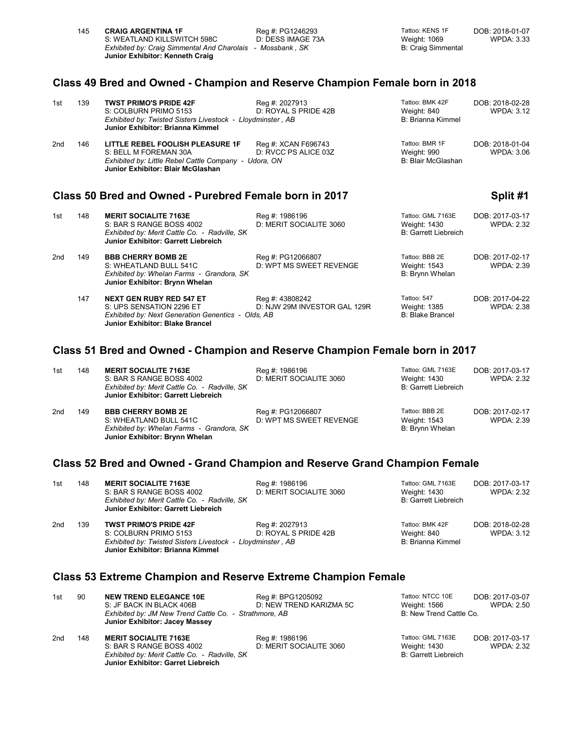| | | | | | |
|---|---|---|---|---|---|
| | 145 | **CRAIG ARGENTINA 1F**<br>S: WEATLAND KILLSWITCH 598C<br>*Exhibited by: Craig Simmental And Charolais - Mossbank , SK*<br>**Junior Exhibitor: Kenneth Craig** | Reg #: PG1246293<br>D: DESS IMAGE 73A | Tattoo: KENS 1F<br>Weight: 1069<br>B: Craig Simmental | DOB: 2018-01-07<br>WPDA: 3.33 |

## Class 49 Bred and Owned - Champion and Reserve Champion Female born in 2018

| | | | | | |
|---|---|---|---|---|---|
| 1st | 139 | **TWST PRIMO'S PRIDE 42F**<br>S: COLBURN PRIMO 5153<br>*Exhibited by: Twisted Sisters Livestock - Lloydminster , AB*<br>**Junior Exhibitor: Brianna Kimmel** | Reg #: 2027913<br>D: ROYAL S PRIDE 42B | Tattoo: BMK 42F<br>Weight: 840<br>B: Brianna Kimmel | DOB: 2018-02-28<br>WPDA: 3.12 |
| 2nd | 146 | **LITTLE REBEL FOOLISH PLEASURE 1F**<br>S: BELL M FOREMAN 30A<br>*Exhibited by: Little Rebel Cattle Company - Udora, ON*<br>**Junior Exhibitor: Blair McGlashan** | Reg #: XCAN F696743<br>D: RVCC PS ALICE 03Z | Tattoo: BMR 1F<br>Weight: 990<br>B: Blair McGlashan | DOB: 2018-01-04<br>WPDA: 3.06 |

## Class 50 Bred and Owned - Purebred Female born in 2017 — Split #1

| | | | | | |
|---|---|---|---|---|---|
| 1st | 148 | **MERIT SOCIALITE 7163E**<br>S: BAR S RANGE BOSS 4002<br>*Exhibited by: Merit Cattle Co. - Radville, SK*<br>**Junior Exhibitor: Garrett Liebreich** | Reg #: 1986196<br>D: MERIT SOCIALITE 3060 | Tattoo: GML 7163E<br>Weight: 1430<br>B: Garrett Liebreich | DOB: 2017-03-17<br>WPDA: 2.32 |
| 2nd | 149 | **BBB CHERRY BOMB 2E**<br>S: WHEATLAND BULL 541C<br>*Exhibited by: Whelan Farms - Grandora, SK*<br>**Junior Exhibitor: Brynn Whelan** | Reg #: PG12066807<br>D: WPT MS SWEET REVENGE | Tattoo: BBB 2E<br>Weight: 1543<br>B: Brynn Whelan | DOB: 2017-02-17<br>WPDA: 2.39 |
| | 147 | **NEXT GEN RUBY RED 547 ET**<br>S: UPS SENSATION 2296 ET<br>*Exhibited by: Next Generation Genentics - Olds, AB*<br>**Junior Exhibitor: Blake Brancel** | Reg #: 43808242<br>D: NJW 29M INVESTOR GAL 129R | Tattoo: 547<br>Weight: 1385<br>B: Blake Brancel | DOB: 2017-04-22<br>WPDA: 2.38 |

## Class 51 Bred and Owned - Champion and Reserve Champion Female born in 2017

| | | | | | |
|---|---|---|---|---|---|
| 1st | 148 | **MERIT SOCIALITE 7163E**<br>S: BAR S RANGE BOSS 4002<br>*Exhibited by: Merit Cattle Co. - Radville, SK*<br>**Junior Exhibitor: Garrett Liebreich** | Reg #: 1986196<br>D: MERIT SOCIALITE 3060 | Tattoo: GML 7163E<br>Weight: 1430<br>B: Garrett Liebreich | DOB: 2017-03-17<br>WPDA: 2.32 |
| 2nd | 149 | **BBB CHERRY BOMB 2E**<br>S: WHEATLAND BULL 541C<br>*Exhibited by: Whelan Farms - Grandora, SK*<br>**Junior Exhibitor: Brynn Whelan** | Reg #: PG12066807<br>D: WPT MS SWEET REVENGE | Tattoo: BBB 2E<br>Weight: 1543<br>B: Brynn Whelan | DOB: 2017-02-17<br>WPDA: 2.39 |

## Class 52 Bred and Owned - Grand Champion and Reserve Grand Champion Female

| | | | | | |
|---|---|---|---|---|---|
| 1st | 148 | **MERIT SOCIALITE 7163E**<br>S: BAR S RANGE BOSS 4002<br>*Exhibited by: Merit Cattle Co. - Radville, SK*<br>**Junior Exhibitor: Garrett Liebreich** | Reg #: 1986196<br>D: MERIT SOCIALITE 3060 | Tattoo: GML 7163E<br>Weight: 1430<br>B: Garrett Liebreich | DOB: 2017-03-17<br>WPDA: 2.32 |
| 2nd | 139 | **TWST PRIMO'S PRIDE 42F**<br>S: COLBURN PRIMO 5153<br>*Exhibited by: Twisted Sisters Livestock - Lloydminster , AB*<br>**Junior Exhibitor: Brianna Kimmel** | Reg #: 2027913<br>D: ROYAL S PRIDE 42B | Tattoo: BMK 42F<br>Weight: 840<br>B: Brianna Kimmel | DOB: 2018-02-28<br>WPDA: 3.12 |

## Class 53 Extreme Champion and Reserve Extreme Champion Female

| | | | | | |
|---|---|---|---|---|---|
| 1st | 90 | **NEW TREND ELEGANCE 10E**<br>S: JF BACK IN BLACK 406B<br>*Exhibited by: JM New Trend Cattle Co. - Strathmore, AB*<br>**Junior Exhibitor: Jacey Massey** | Reg #: BPG1205092<br>D: NEW TREND KARIZMA 5C | Tattoo: NTCC 10E<br>Weight: 1566<br>B: New Trend Cattle Co. | DOB: 2017-03-07<br>WPDA: 2.50 |
| 2nd | 148 | **MERIT SOCIALITE 7163E**<br>S: BAR S RANGE BOSS 4002<br>*Exhibited by: Merit Cattle Co. - Radville, SK*<br>**Junior Exhibitor: Garret Liebreich** | Reg #: 1986196<br>D: MERIT SOCIALITE 3060 | Tattoo: GML 7163E<br>Weight: 1430<br>B: Garrett Liebreich | DOB: 2017-03-17<br>WPDA: 2.32 |